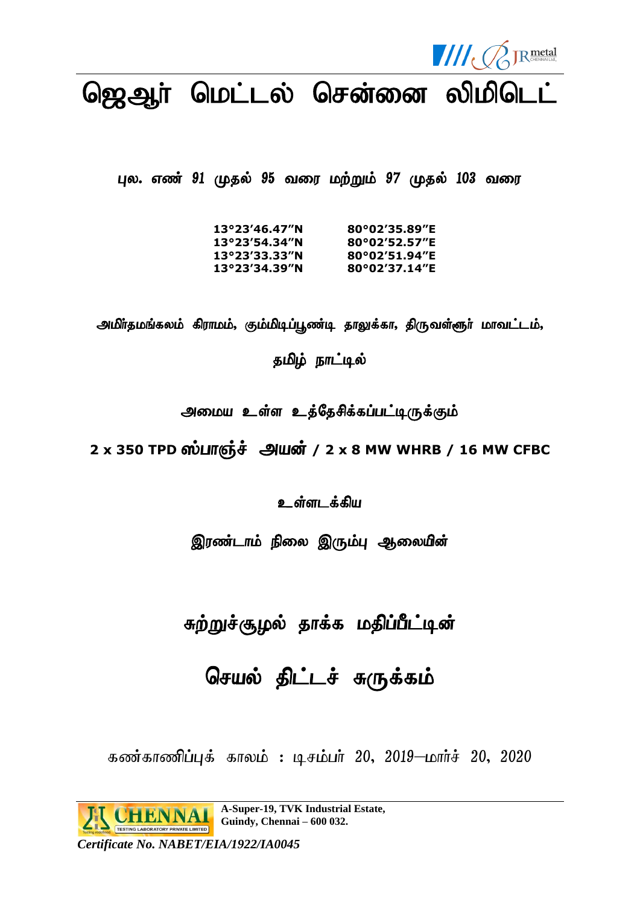# ஜெஆர் மெட்டல் சென்னை லிமிடெட்

புல. எண் *91* முதல் *95* வரை மற்றும் *97* முதல் *103* வரை

| | |
|---|---|
| **13°23'46.47"N** | **80°02'35.89"E** |
| **13°23'54.34"N** | **80°02'52.57"E** |
| **13°23'33.33"N** | **80°02'51.94"E** |
| **13°23'34.39"N** | **80°02'37.14"E** |

அமிர்தமங்கலம் கிராமம், கும்மிடிப்பூண்டி தாலுக்கா, திருவள்ளூர் மாவட்டம்,

தமிழ் நாட்டில்

அமைய உள்ள உத்தேசிக்கப்பட்டிருக்கும்

**2 x 350 TPD ஸ்பாஞ்ச் அயன் / 2 x 8 MW WHRB / 16 MW CFBC**

உள்ளடக்கிய

இரண்டாம் நிலை இரும்பு ஆலையின்

## சுற்றுச்சூழல் தாக்க மதிப்பீட்டின்

## செயல் திட்டச் சுருக்கம்

கண்காணிப்புக் காலம் : டிசம்பர் *20*, *2019*—மார்ச் *20*, *2020*

**A-Super-19, TVK Industrial Estate, Guindy, Chennai – 600 032.**

*Certificate No. NABET/EIA/1922/IA0045*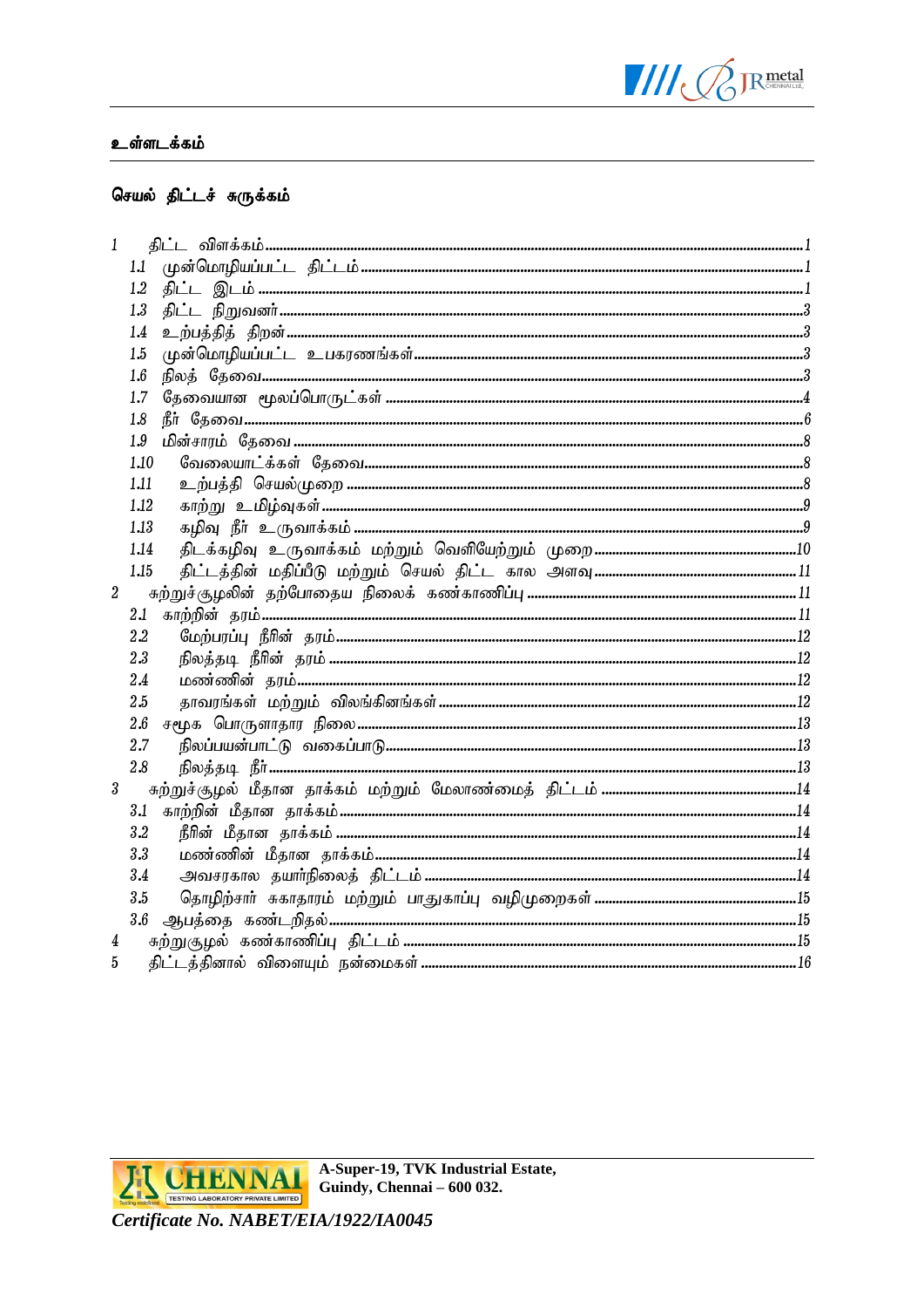## உள்ளடக்கம்

### செயல் திட்டச் சுருக்கம்

1 திட்ட விளக்கம்............................................................1
- 1.1 முன்மொழியப்பட்ட திட்டம்............................................1
- 1.2 திட்ட இடம்............................................................1
- 1.3 திட்ட நிறுவனர்.......................................................3
- 1.4 உற்பத்தித் திறன்.....................................................3
- 1.5 முன்மொழியப்பட்ட உபகரணங்கள்......................................3
- 1.6 நிலத் தேவை..........................................................3
- 1.7 தேவையான மூலப்பொருட்கள்............................................4
- 1.8 நீர் தேவை............................................................6
- 1.9 மின்சாரம் தேவை......................................................8
- 1.10 வேலையாட்க்கள் தேவை................................................8
- 1.11 உற்பத்தி செயல்முறை.................................................8
- 1.12 காற்று உமிழ்வுகள்....................................................9
- 1.13 கழிவு நீர் உருவாக்கம்...............................................9
- 1.14 திடக்கழிவு உருவாக்கம் மற்றும் வெளியேற்றும் முறை.................10
- 1.15 திட்டத்தின் மதிப்பீடு மற்றும் செயல் திட்ட கால அளவு...............11

2 சுற்றுச்சூழலின் தற்போதைய நிலைக் கண்காணிப்பு..............................11
- 2.1 காற்றின் தரம்..........................................................11
- 2.2 மேற்பரப்பு நீரின் தரம்................................................12
- 2.3 நிலத்தடி நீரின் தரம்..................................................12
- 2.4 மண்ணின் தரம்.........................................................12
- 2.5 தாவரங்கள் மற்றும் விலங்கினங்கள்....................................12
- 2.6 சமூக பொருளாதார நிலை..............................................13
- 2.7 நிலப்பயன்பாட்டு வகைப்பாடு...........................................13
- 2.8 நிலத்தடி நீர்...........................................................13

3 சுற்றுச்சூழல் மீதான தாக்கம் மற்றும் மேலாண்மைத் திட்டம்.....................14
- 3.1 காற்றின் மீதான தாக்கம்...............................................14
- 3.2 நீரின் மீதான தாக்கம்.................................................14
- 3.3 மண்ணின் மீதான தாக்கம்..............................................14
- 3.4 அவசரகால தயார்நிலைத் திட்டம்.......................................14
- 3.5 தொழிற்சார் சுகாதாரம் மற்றும் பாதுகாப்பு வழிமுறைகள்................15
- 3.6 ஆபத்தை கண்டறிதல்...................................................15

4 சுற்றுசூழல் கண்காணிப்பு திட்டம்.............................................15

5 திட்டத்தினால் விளையும் நன்மைகள்............................................16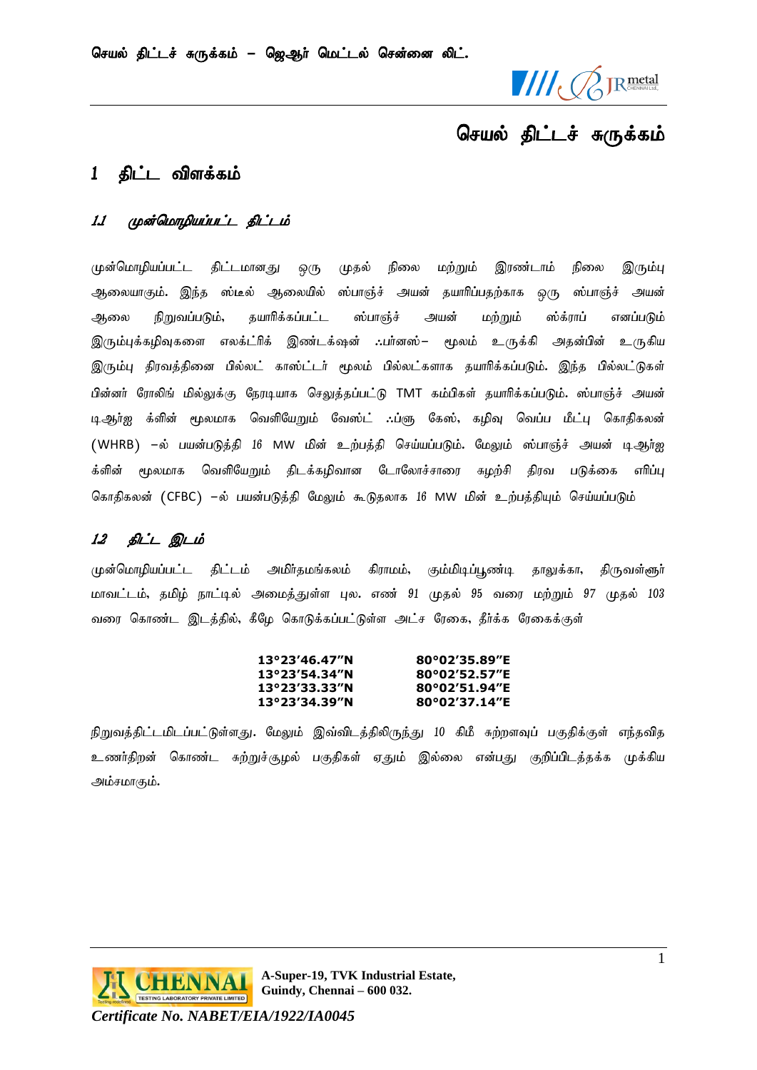# செயல் திட்டச் சுருக்கம்

## 1 திட்ட விளக்கம்

### 1.1 முன்மொழியப்பட்ட திட்டம்

முன்மொழியப்பட்ட திட்டமானது ஒரு முதல் நிலை மற்றும் இரண்டாம் நிலை இரும்பு ஆலையாகும். இந்த ஸ்டீல் ஆலையில் ஸ்பாஞ்ச் அயன் தயாரிப்பதற்காக ஒரு ஸ்பாஞ்ச் அயன் ஆலை நிறுவப்படும், தயாரிக்கப்பட்ட ஸ்பாஞ்ச் அயன் மற்றும் ஸ்க்ராப் எனப்படும் இரும்புக்கழிவுகளை எலக்ட்ரிக் இண்டக்ஷன் ஃபர்னஸ்– மூலம் உருக்கி அதன்பின் உருகிய இரும்பு திரவத்தினை பில்லட் காஸ்ட்டர் மூலம் பில்லட்களாக தயாரிக்கப்படும். இந்த பில்லட்டுகள் பின்னர் ரோலிங் மில்லுக்கு நேரடியாக செலுத்தப்பட்டு TMT கம்பிகள் தயாரிக்கப்படும். ஸ்பாஞ்ச் அயன் டிஆர்ஐ க்ளின் மூலமாக வெளியேறும் வேஸ்ட் ஃப்ளூ கேஸ், கழிவு வெப்ப மீட்பு கொதிகலன் (WHRB) –ல் பயன்படுத்தி 16 MW மின் உற்பத்தி செய்யப்படும். மேலும் ஸ்பாஞ்ச் அயன் டிஆர்ஐ க்ளின் மூலமாக வெளியேறும் திடக்கழிவான டோலோச்சாரை சுழற்சி திரவ படுக்கை எரிப்பு கொதிகலன் (CFBC) –ல் பயன்படுத்தி மேலும் கூடுதலாக 16 MW மின் உற்பத்தியும் செய்யப்படும்

### 1.2 திட்ட இடம்

முன்மொழியப்பட்ட திட்டம் அமிர்தமங்கலம் கிராமம், கும்மிடிப்பூண்டி தாலுக்கா, திருவள்ளுர் மாவட்டம், தமிழ் நாட்டில் அமைந்துள்ள புல. எண் 91 முதல் 95 வரை மற்றும் 97 முதல் 103 வரை கொண்ட இடத்தில், கீழே கொடுக்கப்பட்டுள்ள அட்ச ரேகை, தீர்க்க ரேகைக்குள்

| | |
|---|---|
| **13°23'46.47"N** | **80°02'35.89"E** |
| **13°23'54.34"N** | **80°02'52.57"E** |
| **13°23'33.33"N** | **80°02'51.94"E** |
| **13°23'34.39"N** | **80°02'37.14"E** |

நிறுவத்திட்டமிடப்பட்டுள்ளது. மேலும் இவ்விடத்திலிருந்து 10 கிமீ சுற்றளவுப் பகுதிக்குள் எந்தவித உணர்திறன் கொண்ட சுற்றுச்சூழல் பகுதிகள் ஏதும் இல்லை என்பது குறிப்பிடத்தக்க முக்கிய அம்சமாகும்.

A-Super-19, TVK Industrial Estate, Guindy, Chennai – 600 032.

*Certificate No. NABET/EIA/1922/IA0045*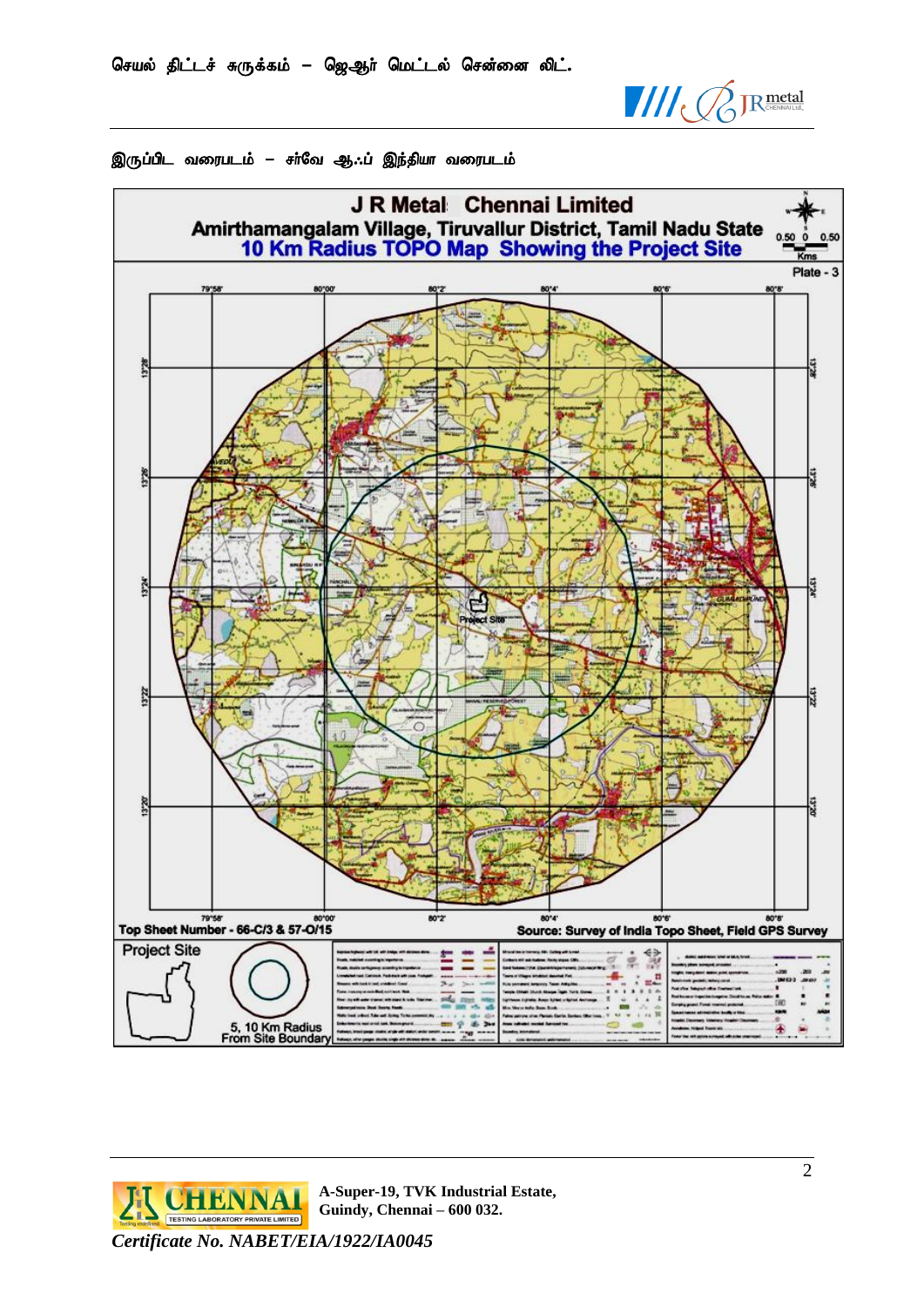இருப்பிட வரைபடம் – சர்வே ஆஃப் இந்தியா வரைபடம்

**J R Metal Chennai Limited**

**Amirthamangalam Village, Tiruvallur District, Tamil Nadu State**

**10 Km Radius TOPO Map Showing the Project Site**

Plate - 3

Top Sheet Number - 66-C/3 & 57-O/15

Source: Survey of India Topo Sheet, Field GPS Survey

Project Site

5, 10 Km Radius From Site Boundary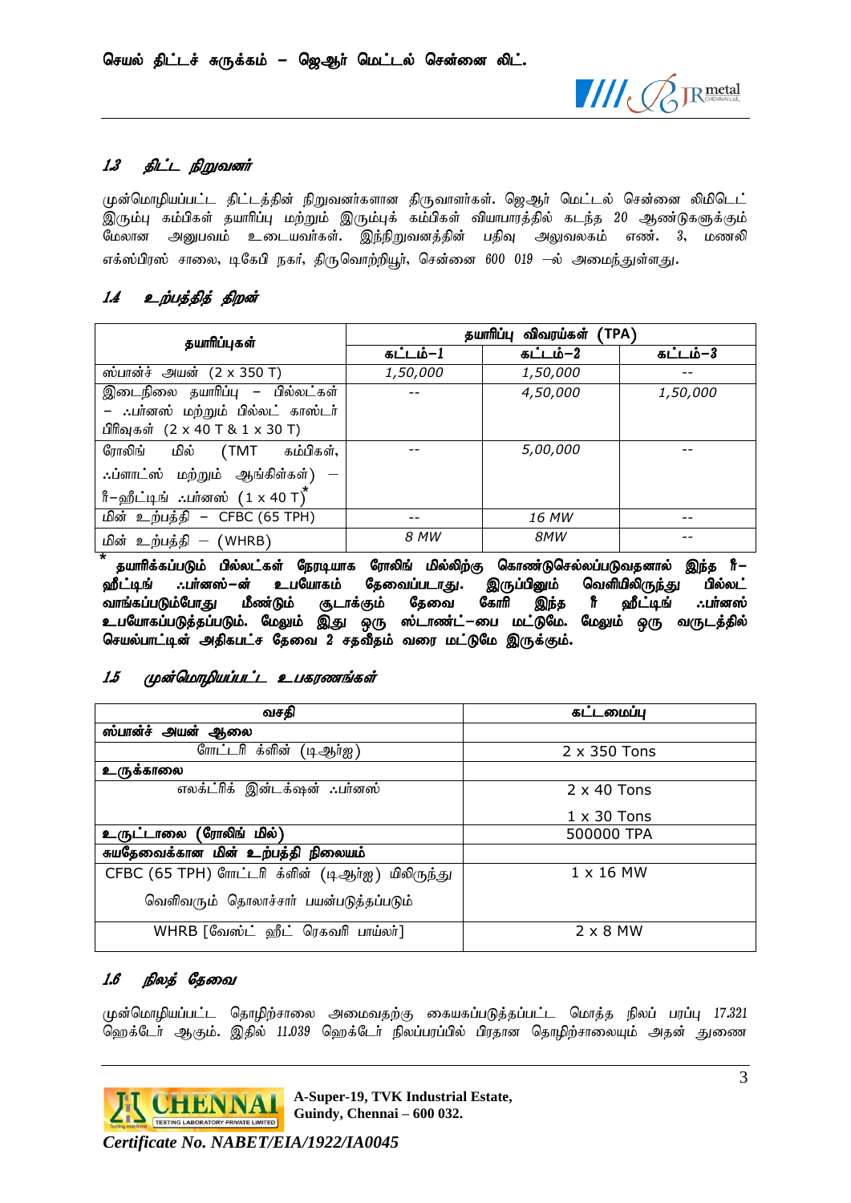### 1.3 திட்ட நிறுவனர்

முன்மொழியப்பட்ட திட்டத்தின் நிறுவனர்களான திருவாளர்கள். ஜெஆர் மெட்டல் சென்னை லிமிடெட் இரும்பு கம்பிகள் தயாரிப்பு மற்றும் இரும்புக் கம்பிகள் வியாபாரத்தில் கடந்த 20 ஆண்டுகளுக்கும் மேலான அனுபவம் உடையவர்கள். இந்நிறுவனத்தின் பதிவு அலுவலகம் எண். 3, மணலி எக்ஸ்பிரஸ் சாலை, டிகேபி நகர், திருவொற்றியூர், சென்னை 600 019 –ல் அமைந்துள்ளது.

### 1.4 உற்பத்தித் திறன்

| தயாரிப்புகள் | தயாரிப்பு விவரங்கள் (TPA) | | |
|---|---|---|---|
| | கட்டம்–1 | கட்டம்–2 | கட்டம்–3 |
| ஸ்பான்ச் அயன் (2 x 350 T) | 1,50,000 | 1,50,000 | -- |
| இடைநிலை தயாரிப்பு – பில்லட்கள் – ∴பர்னஸ் மற்றும் பில்லட் காஸ்டர் பிரிவுகள் (2 x 40 T & 1 x 30 T) | -- | 4,50,000 | 1,50,000 |
| ரோலிங் மில் (TMT கம்பிகள், ∴ப்ளாட்ஸ் மற்றும் ஆங்கிள்கள்) – ரீ–ஹீட்டிங் ∴பர்னஸ் (1 x 40 T)* | -- | 5,00,000 | -- |
| மின் உற்பத்தி – CFBC (65 TPH) | -- | 16 MW | -- |
| மின் உற்பத்தி – (WHRB) | 8 MW | 8MW | -- |

**\* தயாரிக்கப்படும் பில்லட்கள் நேரடியாக ரோலிங் மில்லிற்கு கொண்டுசெல்லப்படுவதனால் இந்த ரீ–ஹீட்டிங் ∴பர்னஸ்–ன் உபயோகம் தேவைப்படாது. இருப்பினும் வெளியிலிருந்து பில்லட் வாங்கப்படும்போது மீண்டும் சூடாக்கும் தேவை கோரி இந்த ரீ ஹீட்டிங் ∴பர்னஸ் உபயோகப்படுத்தப்படும். மேலும் இது ஒரு ஸ்டாண்ட்–பை மட்டுமே. மேலும் ஒரு வருடத்தில் செயல்பாட்டின் அதிகபட்ச தேவை 2 சதவீதம் வரை மட்டுமே இருக்கும்.**

### 1.5 முன்மொழியப்பட்ட உபகரணங்கள்

| வசதி | கட்டமைப்பு |
|---|---|
| **ஸ்பான்ச் அயன் ஆலை** | |
| ரோட்டரி க்ளின் (டிஆர்ஐ) | 2 x 350 Tons |
| **உருக்காலை** | |
| எலக்ட்ரிக் இண்டக்ஷன் ∴பர்னஸ் | 2 x 40 Tons<br>1 x 30 Tons |
| **உருட்டாலை (ரோலிங் மில்)** | 500000 TPA |
| **சுயதேவைக்கான மின் உற்பத்தி நிலையம்** | |
| CFBC (65 TPH) ரோட்டரி க்ளின் (டிஆர்ஐ) மிலிருந்து வெளிவரும் தொலாச்சார் பயன்படுத்தப்படும் | 1 x 16 MW |
| WHRB [வேஸ்ட் ஹீட் ரெகவரி பாய்லர்] | 2 x 8 MW |

### 1.6 நிலத் தேவை

முன்மொழியப்பட்ட தொழிற்சாலை அமைவதற்கு கையகப்படுத்தப்பட்ட மொத்த நிலப் பரப்பு 17.321 ஹெக்டேர் ஆகும். இதில் 11.039 ஹெக்டேர் நிலப்பரப்பில் பிரதான தொழிற்சாலையும் அதன் துணை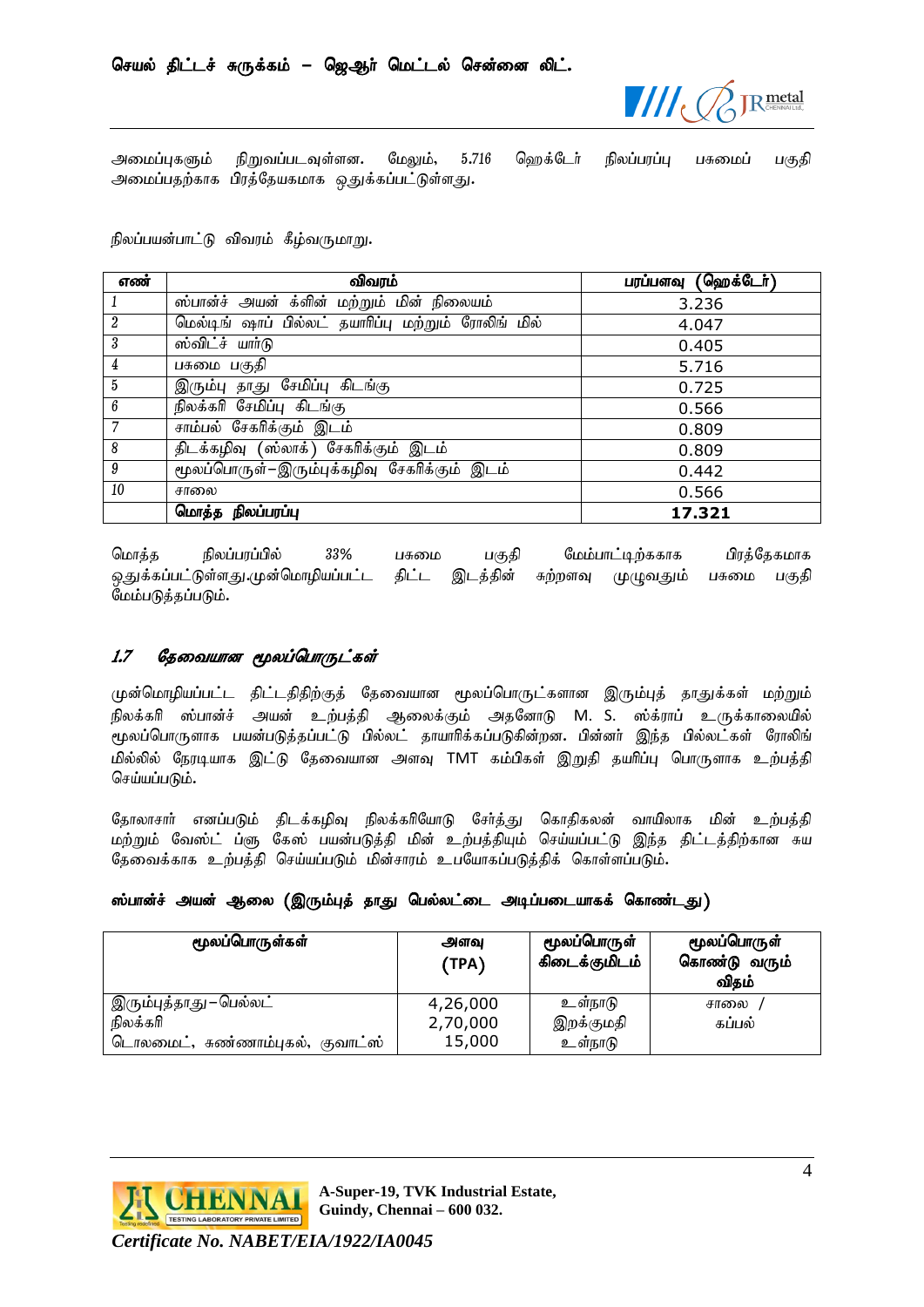அமைப்புகளும் நிறுவப்படவுள்ளன. மேலும், 5.716 ஹெக்டேர் நிலப்பரப்பு பசுமைப் பகுதி அமைப்பதற்காக பிரத்தேயகமாக ஒதுக்கப்பட்டுள்ளது.

நிலப்பயன்பாட்டு விவரம் கீழ்வருமாறு.

| எண் | விவரம் | பரப்பளவு (ஹெக்டேர்) |
|---|---|---|
| 1 | ஸ்பான்ச் அயன் க்ளின் மற்றும் மின் நிலையம் | 3.236 |
| 2 | மெல்டிங் ஷாப் பில்லட் தயாரிப்பு மற்றும் ரோலிங் மில் | 4.047 |
| 3 | ஸ்விட்ச் யார்டு | 0.405 |
| 4 | பசுமை பகுதி | 5.716 |
| 5 | இரும்பு தாது சேமிப்பு கிடங்கு | 0.725 |
| 6 | நிலக்கரி சேமிப்பு கிடங்கு | 0.566 |
| 7 | சாம்பல் சேகரிக்கும் இடம் | 0.809 |
| 8 | திடக்கழிவு (ஸ்லாக்) சேகரிக்கும் இடம் | 0.809 |
| 9 | மூலப்பொருள்–இரும்புக்கழிவு சேகரிக்கும் இடம் | 0.442 |
| 10 | சாலை | 0.566 |
| | **மொத்த நிலப்பரப்பு** | **17.321** |

மொத்த நிலப்பரப்பில் 33% பசுமை பகுதி மேம்பாட்டிற்ககாக பிரத்தேகமாக ஒதுக்கப்பட்டுள்ளது.முன்மொழியப்பட்ட திட்ட இடத்தின் சுற்றளவு முழுவதும் பசுமை பகுதி மேம்படுத்தப்படும்.

## 1.7 தேவையான மூலப்பொருட்கள்

முன்மொழியப்பட்ட திட்டதிற்குத் தேவையான மூலப்பொருட்களான இரும்புத் தாதுக்கள் மற்றும் நிலக்கரி ஸ்பான்ச் அயன் உற்பத்தி ஆலைக்கும் அதனோடு M. S. ஸ்க்ராப் உருக்காலையில் மூலப்பொருளாக பயன்படுத்தப்பட்டு பில்லட் தாயாரிக்கப்படுகின்றன. பின்னர் இந்த பில்லட்கள் ரோலிங் மில்லில் நேரடியாக இட்டு தேவையான அளவு TMT கம்பிகள் இறுதி தயரிப்பு பொருளாக உற்பத்தி செய்யப்படும்.

தோலாசார் எனப்படும் திடக்கழிவு நிலக்கரியோடு சேர்த்து கொதிகலன் வாயிலாக மின் உற்பத்தி மற்றும் வேஸ்ட் ப்ளு கேஸ் பயன்படுத்தி மின் உற்பத்தியும் செய்யப்பட்டு இந்த திட்டத்திற்கான சுய தேவைக்காக உற்பத்தி செய்யப்படும் மின்சாரம் உபயோகப்படுத்திக் கொள்ளப்படும்.

**ஸ்பான்ச் அயன் ஆலை (இரும்புத் தாது பெல்லட்டை அடிப்படையாகக் கொண்டது)**

| மூலப்பொருள்கள் | அளவு (TPA) | மூலப்பொருள் கிடைக்குமிடம் | மூலப்பொருள் கொண்டு வரும் விதம் |
|---|---|---|---|
| இரும்புத்தாது–பெல்லட் | 4,26,000 | உள்நாடு | சாலை / கப்பல் |
| நிலக்கரி | 2,70,000 | இறக்குமதி | |
| டொலமைட், சுண்ணாம்புகல், குவாட்ஸ் | 15,000 | உள்நாடு | |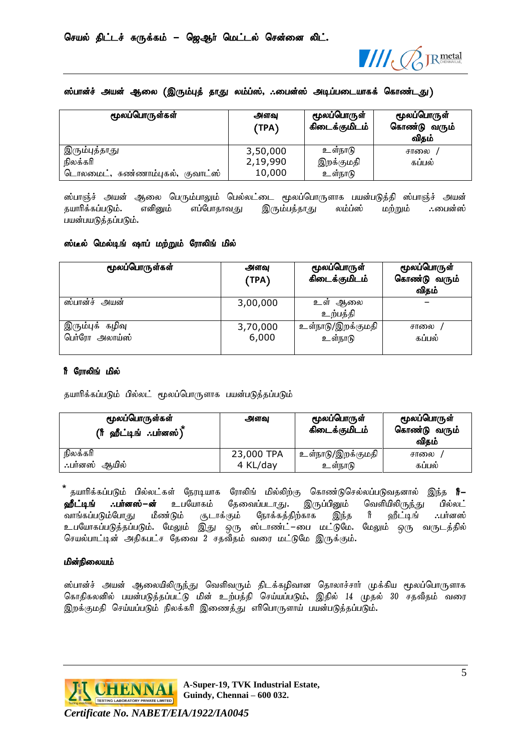### ஸ்பான்ச் அயன் ஆலை (இரும்புத் தாது லம்ப்ஸ், ∴பைன்ஸ் அடிப்படையாகக் கொண்டது)

| மூலப்பொருள்கள் | அளவு (TPA) | மூலப்பொருள் கிடைக்குமிடம் | மூலப்பொருள் கொண்டு வரும் விதம் |
|---|---|---|---|
| இரும்புத்தாது<br>நிலக்கரி<br>டொலமைட், சுண்ணாம்புகல், குவாட்ஸ் | 3,50,000<br>2,19,990<br>10,000 | உள்நாடு<br>இறக்குமதி<br>உள்நாடு | சாலை / கப்பல் |

ஸ்பாஞ்ச் அயன் ஆலை பெரும்பாலும் பெல்லட்டை மூலப்பொருளாக பயன்படுத்தி ஸ்பாஞ்ச் அயன் தயாரிக்கப்படும். எனினும் எப்போதாவது இரும்புத்தாது லம்ப்ஸ் மற்றும் ∴பைன்ஸ் பயன்பயடுத்தப்படும்.

### ஸ்டீல் மெல்டிங் ஷாப் மற்றும் ரோலிங் மில்

| மூலப்பொருள்கள் | அளவு (TPA) | மூலப்பொருள் கிடைக்குமிடம் | மூலப்பொருள் கொண்டு வரும் விதம் |
|---|---|---|---|
| ஸ்பான்ச் அயன் | 3,00,000 | உள் ஆலை உற்பத்தி | – |
| இரும்புக் கழிவு<br>பெர்ரோ அலாய்ஸ் | 3,70,000<br>6,000 | உள்நாடு/இறக்குமதி<br>உள்நாடு | சாலை / கப்பல் |

### ரீ ரோலிங் மில்

தயாரிக்கப்படும் பில்லட் மூலப்பொருளாக பயன்படுத்தப்படும்

| மூலப்பொருள்கள் (ரீ ஹீட்டிங் ∴பர்னஸ்)* | அளவு | மூலப்பொருள் கிடைக்குமிடம் | மூலப்பொருள் கொண்டு வரும் விதம் |
|---|---|---|---|
| நிலக்கரி<br>∴பர்னஸ் ஆயில் | 23,000 TPA<br>4 KL/day | உள்நாடு/இறக்குமதி<br>உள்நாடு | சாலை / கப்பல் |

* தயாரிக்கப்படும் பில்லட்கள் நேரடியாக ரோலிங் மில்லிற்கு கொண்டுசெல்லப்படுவதனால் இந்த **ரீ–ஹீட்டிங் ∴பர்னஸ்–ன்** உபயோகம் தேவைப்படாது. இருப்பினும் வெளியிலிருந்து பில்லட் வாங்கப்படும்போது மீண்டும் சூடாக்கும் நோக்கத்திற்காக இந்த ரீ ஹீட்டிங் ∴பர்னஸ் உபயோகப்படுத்தப்படும். மேலும் இது ஒரு ஸ்டாண்ட்–பை மட்டுமே. மேலும் ஒரு வருடத்தில் செயல்பாட்டின் அதிகபட்ச தேவை 2 சதவீதம் வரை மட்டுமே இருக்கும்.

### மின்நிலையம்

ஸ்பான்ச் அயன் ஆலையிலிருந்து வெளிவரும் திடக்கழிவான தொலாச்சார் முக்கிய மூலப்பொருளாக கொதிகலனில் பயன்படுத்தப்பட்டு மின் உற்பத்தி செய்யப்படும், இதில் 14 முதல் 30 சதவீதம் வரை இறக்குமதி செய்யப்படும் நிலக்கரி இணைத்து எரிபொருளாய் பயன்படுத்தப்படும்.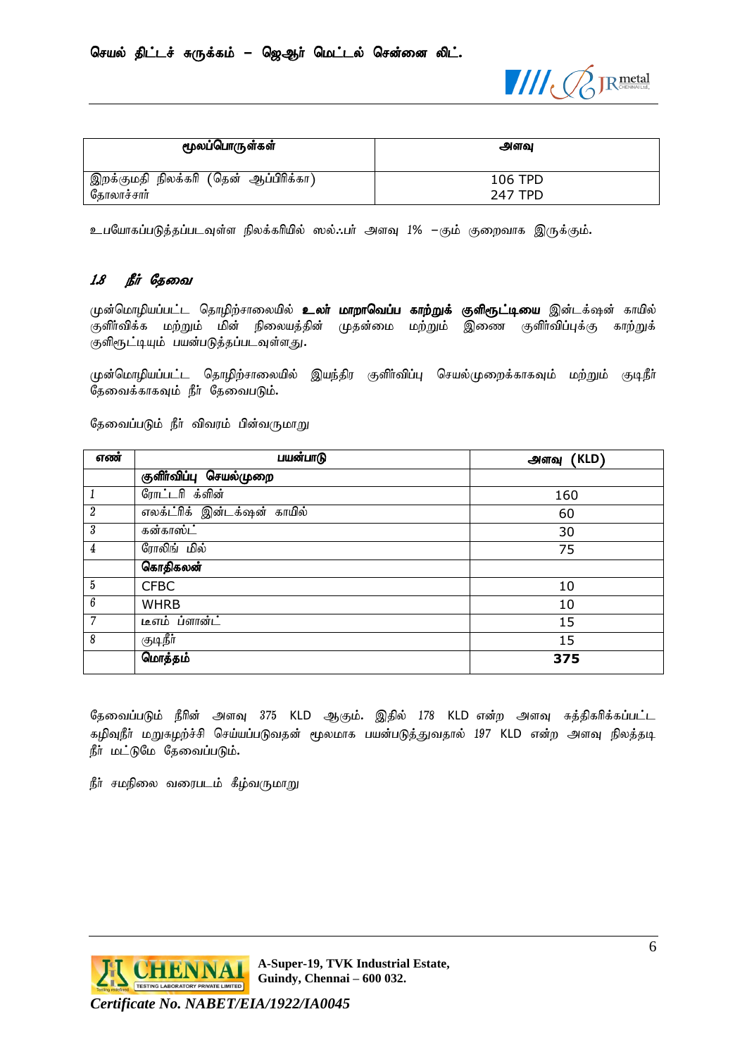| மூலப்பொருள்கள் | அளவு |
|---|---|
| இறக்குமதி நிலக்கரி (தென் ஆப்பிரிக்கா)<br>தோலாச்சார் | 106 TPD<br>247 TPD |

உபயோகப்படுத்தப்படவுள்ள நிலக்கரியில் ஸல்ஃபர் அளவு 1% –கும் குறைவாக இருக்கும்.

### 1.8 நீர் தேவை

முன்மொழியப்பட்ட தொழிற்சாலையில் **உலர் மாறாவெப்ப காற்றுக் குளிரூட்டியை** இன்டக்ஷன் காயில் குளிர்விக்க மற்றும் மின் நிலையத்தின் முதன்மை மற்றும் இணை குளிர்விப்புக்கு காற்றுக் குளிரூட்டியும் பயன்படுத்தப்படவுள்ளது.

முன்மொழியப்பட்ட தொழிற்சாலையில் இயந்திர குளிர்விப்பு செயல்முறைக்காகவும் மற்றும் குடிநீர் தேவைக்காகவும் நீர் தேவைபடும்.

தேவைப்படும் நீர் விவரம் பின்வருமாறு

| எண் | பயன்பாடு | அளவு (KLD) |
|---|---|---|
| | **குளிர்விப்பு செயல்முறை** | |
| 1 | ரோட்டரி க்ளின் | 160 |
| 2 | எலக்ட்ரிக் இன்டக்ஷன் காயில் | 60 |
| 3 | கன்காஸ்ட் | 30 |
| 4 | ரோலிங் மில் | 75 |
| | **கொதிகலன்** | |
| 5 | CFBC | 10 |
| 6 | WHRB | 10 |
| 7 | டீஎம் ப்ளான்ட் | 15 |
| 8 | குடிநீர் | 15 |
| | **மொத்தம்** | **375** |

தேவைப்படும் நீரின் அளவு 375 KLD ஆகும். இதில் 178 KLD என்ற அளவு சுத்திகரிக்கப்பட்ட கழிவுநீர் மறுசுழற்ச்சி செய்யப்படுவதன் மூலமாக பயன்படுத்துவதால் 197 KLD என்ற அளவு நிலத்தடி நீர் மட்டுமே தேவைப்படும்.

நீர் சமநிலை வரைபடம் கீழ்வருமாறு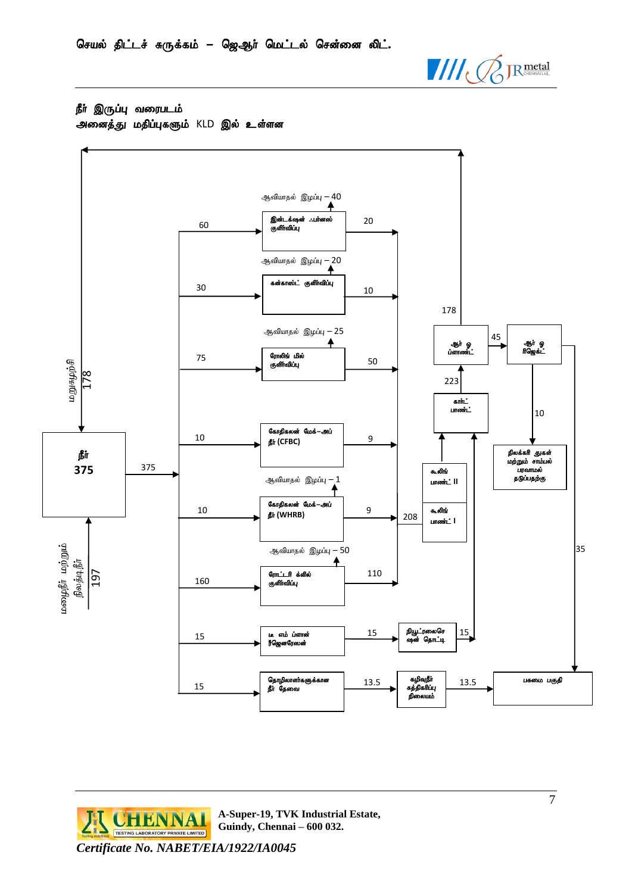## நீர் இருப்பு வரைபடம்

**அனைத்து மதிப்புகளும் KLD இல் உள்ளன**

மறுசுழற்சி 178

நீர் 375

மழைநீர் மற்றும் நிலத்தடி நீர் 197

375

60 — இன்டக்ஷன் ஃபர்னஸ் குளிர்விப்பு — 20
ஆவியாதல் இழப்பு – 40

30 — கன்காஸ்ட் குளிர்விப்பு — 10
ஆவியாதல் இழப்பு – 20

75 — ரோலிங் மில் குளிர்விப்பு — 50
ஆவியாதல் இழப்பு – 25

10 — கொதிகலன் மேக்–அப் நீர் (CFBC) — 9
ஆவியாதல் இழப்பு – 1

10 — கொதிகலன் மேக்–அப் நீர் (WHRB) — 9
ஆவியாதல் இழப்பு – 50

160 — ரோட்டரி க்லில் குளிர்விப்பு — 110

15 — டீ எம் ப்ளான் ரீஜெனரேஷன் — 15 — நியூட்ரலைசெஷன் தொட்டி — 15

15 — தொழிலாளர்களுக்கான நீர் தேவை — 13.5 — கழிவுநீர் சுத்திகரிப்பு நிலையம் — 13.5 — பசுமை பகுதி

208 — கூலிங் பாண்ட் I / கூலிங் பாண்ட் II — கார்ட் பாண்ட் — 223 — ஆர் ஓ ப்ளாண்ட் — 178

ஆர் ஓ ப்ளாண்ட் — 45 — ஆர் ஓ ரிஜெக்ட் — 10 — நிலக்கரி துகள் மற்றும் சாம்பல் பரவாமல் தடுப்பதற்கு

ஆர் ஓ ரிஜெக்ட் — 35 — பசுமை பகுதி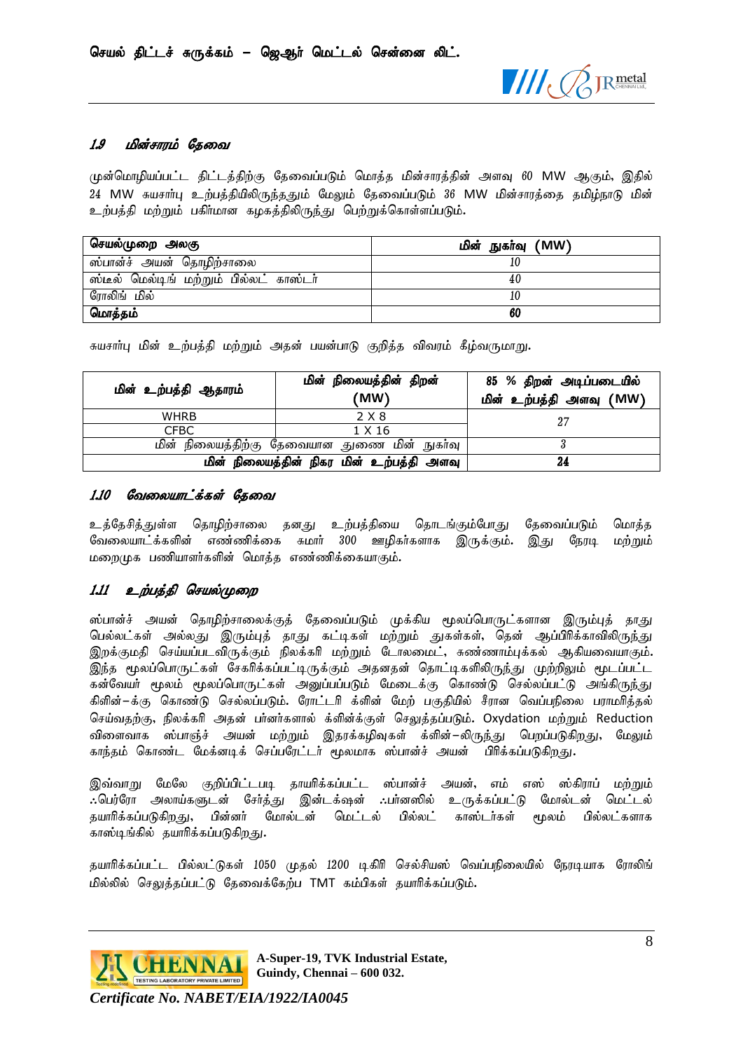### *1.9 மின்சாரம் தேவை*

முன்மொழியப்பட்ட திட்டத்திற்கு தேவைப்படும் மொத்த மின்சாரத்தின் அளவு 60 MW ஆகும், இதில் 24 MW சுயசார்பு உற்பத்தியிலிருந்ததும் மேலும் தேவைப்படும் 36 MW மின்சாரத்தை தமிழ்நாடு மின் உற்பத்தி மற்றும் பகிர்மான கழகத்திலிருந்து பெற்றுக்கொள்ளப்படும்.

| **செயல்முறை அலகு** | **மின் நுகர்வு (MW)** |
|---|---|
| ஸ்பான்ச் அயன் தொழிற்சாலை | 10 |
| ஸ்டீல் மெல்டிங் மற்றும் பில்லட் காஸ்டர் | 40 |
| ரோலிங் மில் | 10 |
| **மொத்தம்** | **60** |

சுயசார்பு மின் உற்பத்தி மற்றும் அதன் பயன்பாடு குறித்த விவரம் கீழ்வருமாறு.

| **மின் உற்பத்தி ஆதாரம்** | **மின் நிலையத்தின் திறன் (MW)** | **85 % திறன் அடிப்படையில் மின் உற்பத்தி அளவு (MW)** |
|---|---|---|
| WHRB | 2 X 8 | 27 |
| CFBC | 1 X 16 | |
| மின் நிலையத்திற்கு தேவையான துணை மின் நுகர்வு | | 3 |
| **மின் நிலையத்தின் நிகர மின் உற்பத்தி அளவு** | | **24** |

### *1.10 வேலையாட்க்கள் தேவை*

உத்தேசித்துள்ள தொழிற்சாலை தனது உற்பத்தியை தொடங்கும்போது தேவைப்படும் மொத்த வேலையாட்க்களின் எண்ணிக்கை சுமார் 300 ஊழிகர்களாக இருக்கும். இது நேரடி மற்றும் மறைமுக பணியாளர்களின் மொத்த எண்ணிக்கையாகும்.

### *1.11 உற்பத்தி செயல்முறை*

ஸ்பான்ச் அயன் தொழிற்சாலைக்குத் தேவைப்படும் முக்கிய மூலப்பொருட்களான இரும்புத் தாது பெல்லட்கள் அல்லது இரும்புத் தாது கட்டிகள் மற்றும் துகள்கள், தென் ஆப்பிரிக்காவிலிருந்து இறக்குமதி செய்யப்படவிருக்கும் நிலக்கரி மற்றும் டோலமைட், சுண்ணாம்புக்கல் ஆகியவையாகும். இந்த மூலப்பொருட்கள் சேகரிக்கப்பட்டிருக்கும் அதனதன் தொட்டிகளிலிருந்து முற்றிலும் மூடப்பட்ட கன்வேயர் மூலம் மூலப்பொருட்கள் அனுப்பப்படும் மேடைக்கு கொண்டு செல்லப்பட்டு அங்கிருந்து கிளின்–க்கு கொண்டு செல்லப்படும். ரோட்டரி க்ளின் மேற் பகுதியில் சீரான வெப்பநிலை பராமரித்தல் செய்வதற்கு, நிலக்கரி அதன் பர்னர்களால் க்ளின்க்குள் செலுத்தப்படும். Oxydation மற்றும் Reduction விளைவாக ஸ்பாஞ்ச் அயன் மற்றும் இதரக்கழிவுகள் க்ளின்–லிருந்து பெறப்படுகிறது, மேலும் காந்தம் கொண்ட மேக்னடிக் செப்பரேட்டர் மூலமாக ஸ்பான்ச் அயன் பிரிக்கப்படுகிறது.

இவ்வாறு மேலே குறிப்பிட்டபடி தயாரிக்கப்பட்ட ஸ்பான்ச் அயன், எம் எஸ் ஸ்கிராப் மற்றும் ஃபெர்ரோ அலாய்களுடன் சேர்த்து இன்டக்ஷன் ஃபர்னஸில் உருக்கப்பட்டு மோல்டன் மெட்டல் தயாரிக்கப்படுகிறது, பின்னர் மோல்டன் மெட்டல் பில்லட் காஸ்டர்கள் மூலம் பில்லட்களாக காஸ்டிங்கில் தயாரிக்கப்படுகிறது.

தயாரிக்கப்பட்ட பில்லட்டுகள் 1050 முதல் 1200 டிகிரி செல்சியஸ் வெப்பநிலையில் நேரடியாக ரோலிங் மில்லில் செலுத்தப்பட்டு தேவைக்கேற்ப TMT கம்பிகள் தயாரிக்கப்படும்.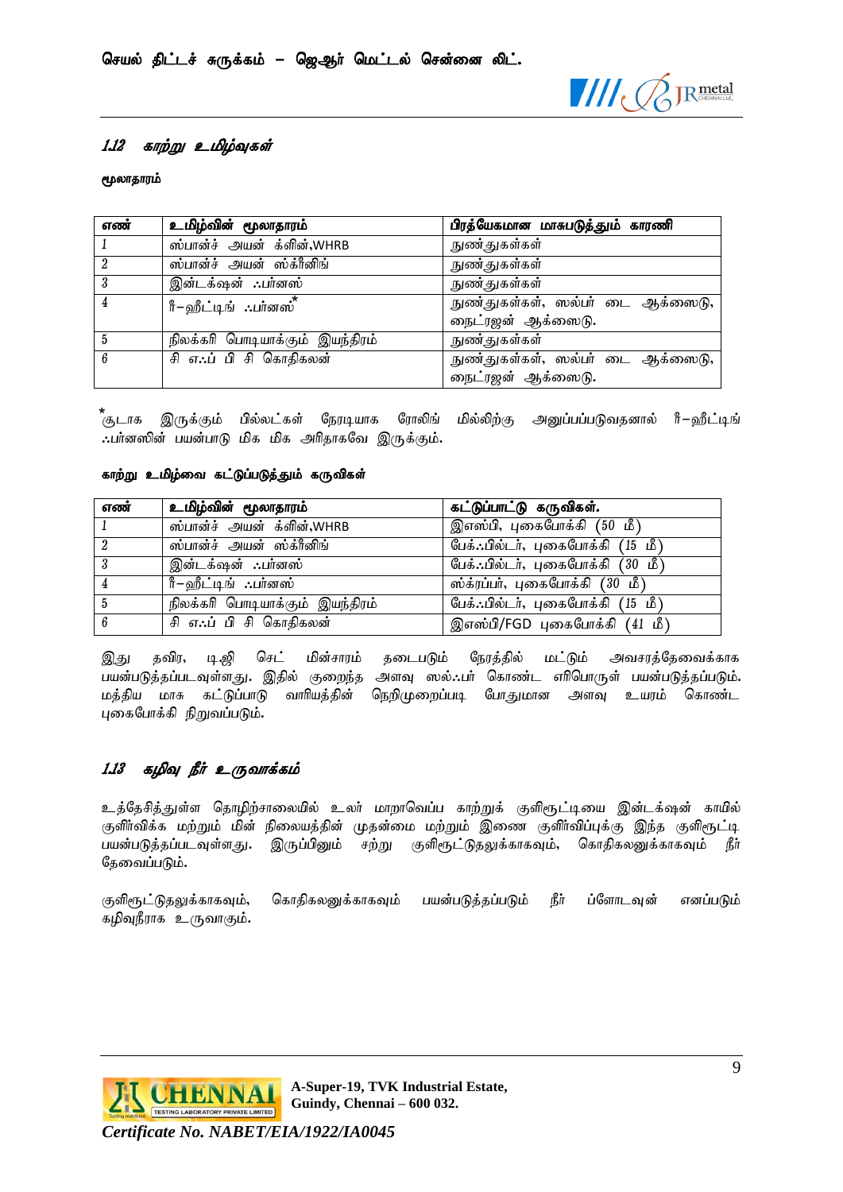## 1.12 காற்று உமிழ்வுகள்

**மூலாதாரம்**

| எண் | உமிழ்வின் மூலாதாரம் | பிரத்யேகமான மாசுபடுத்தும் காரணி |
|---|---|---|
| 1 | ஸ்பான்ச் அயன் க்ளின்,WHRB | நுண்துகள்கள் |
| 2 | ஸ்பான்ச் அயன் ஸ்க்ரீனிங் | நுண்துகள்கள் |
| 3 | இன்டக்ஷன் ஃபர்னஸ் | நுண்துகள்கள் |
| 4 | ரீ–ஹீட்டிங் ஃபர்னஸ்* | நுண்துகள்கள், ஸல்பர் டை ஆக்ஸைடு, நைட்ரஜன் ஆக்ஸைடு. |
| 5 | நிலக்கரி பொடியாக்கும் இயந்திரம் | நுண்துகள்கள் |
| 6 | சி எஃப் பி சி கொதிகலன் | நுண்துகள்கள், ஸல்பர் டை ஆக்ஸைடு, நைட்ரஜன் ஆக்ஸைடு. |

*சூடாக இருக்கும் பில்லட்கள் நேரடியாக ரோலிங் மில்லிற்கு அனுப்பப்படுவதனால் ரீ–ஹீட்டிங் ஃபர்னஸின் பயன்பாடு மிக மிக அரிதாகவே இருக்கும்.

**காற்று உமிழ்வை கட்டுப்படுத்தும் கருவிகள்**

| எண் | உமிழ்வின் மூலாதாரம் | கட்டுப்பாட்டு கருவிகள். |
|---|---|---|
| 1 | ஸ்பான்ச் அயன் க்ளின்,WHRB | இஎஸ்பி, புகைபோக்கி (50 மீ) |
| 2 | ஸ்பான்ச் அயன் ஸ்க்ரீனிங் | பேக்ஃபில்டர், புகைபோக்கி (15 மீ) |
| 3 | இன்டக்ஷன் ஃபர்னஸ் | பேக்ஃபில்டர், புகைபோக்கி (30 மீ) |
| 4 | ரீ–ஹீட்டிங் ஃபர்னஸ் | ஸ்க்ரப்பர், புகைபோக்கி (30 மீ) |
| 5 | நிலக்கரி பொடியாக்கும் இயந்திரம் | பேக்ஃபில்டர், புகைபோக்கி (15 மீ) |
| 6 | சி எஃப் பி சி கொதிகலன் | இஎஸ்பி/FGD புகைபோக்கி (41 மீ) |

இது தவிர, டிஜி செட் மின்சாரம் தடைபடும் நேரத்தில் மட்டும் அவசரத்தேவைக்காக பயன்படுத்தப்படவுள்ளது. இதில் குறைந்த அளவு ஸல்ஃபர் கொண்ட எரிபொருள் பயன்படுத்தப்படும். மத்திய மாசு கட்டுப்பாடு வாரியத்தின் நெறிமுறைப்படி போதுமான அளவு உயரம் கொண்ட புகைபோக்கி நிறுவப்படும்.

## 1.13 கழிவு நீர் உருவாக்கம்

உத்தேசித்துள்ள தொழிற்சாலையில் உலர் மாறாவெப்ப காற்றுக் குளிரூட்டியை இன்டக்ஷன் காயில் குளிர்விக்க மற்றும் மின் நிலையத்தின் முதன்மை மற்றும் இணை குளிர்விப்புக்கு இந்த குளிரூட்டி பயன்படுத்தப்படவுள்ளது. இருப்பினும் சற்று குளிரூட்டுதலுக்காகவும், கொதிகலனுக்காகவும் நீர் தேவைப்படும்.

குளிரூட்டுதலுக்காகவும், கொதிகலனுக்காகவும் பயன்படுத்தப்படும் நீர் ப்ளோடவுன் எனப்படும் கழிவுநீராக உருவாகும்.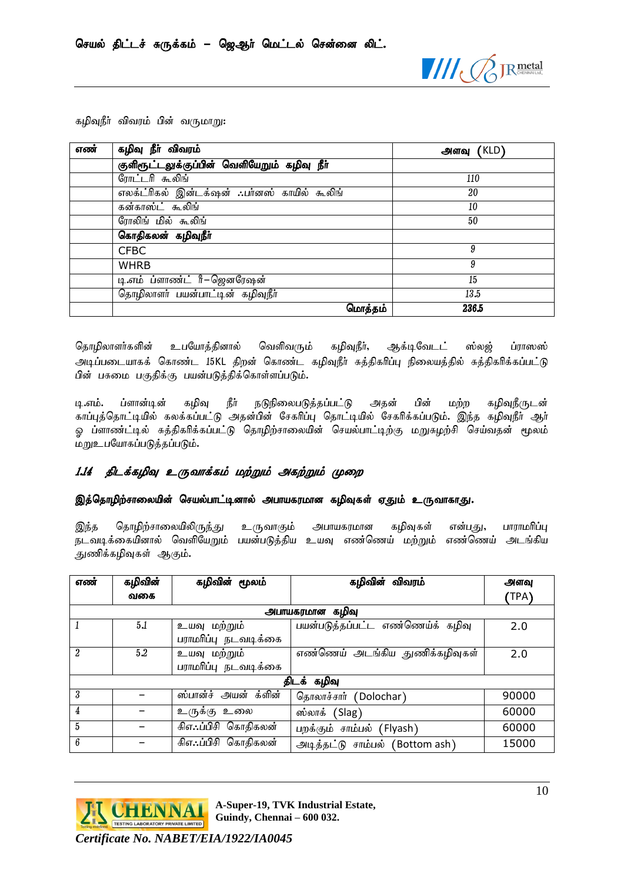கழிவுநீர் விவரம் பின் வருமாறு:

| எண் | கழிவு நீர் விவரம் | அளவு (KLD) |
|---|---|---|
| | **குளிரூட்டலுக்குப்பின் வெளியேறும் கழிவு நீர்** | |
| | ரோட்டரி கூலிங் | 110 |
| | எலக்ட்ரிகல் இண்டக்ஷன் ஃபர்னஸ் காயில் கூலிங் | 20 |
| | கன்காஸ்ட் கூலிங் | 10 |
| | ரோலிங் மில் கூலிங் | 50 |
| | **கொதிகலன் கழிவுநீர்** | |
| | CFBC | 9 |
| | WHRB | 9 |
| | டி.எம் ப்ளாண்ட் ரீ–ஜெனரேஷன் | 15 |
| | தொழிலாளர் பயன்பாட்டின் கழிவுநீர் | 13.5 |
| | **மொத்தம்** | **236.5** |

தொழிலாளர்களின் உபயோகத்தினால் வெளிவரும் கழிவுநீர், ஆக்டிவேடட் ஸ்லஜ் ப்ராஸஸ் அடிப்படையாகக் கொண்ட 15KL திறன் கொண்ட கழிவுநீர் சுத்திகரிப்பு நிலையத்தில் சுத்திகரிக்கப்பட்டு பின் பசுமை பகுதிக்கு பயன்படுத்திக்கொள்ளப்படும்.

டி.எம். ப்ளான்டின் கழிவு நீர் நடுநிலைபடுத்தப்பட்டு அதன் பின் மற்ற கழிவுநீருடன் காப்புத்தொட்டியில் கலக்கப்பட்டு அதன்பின் சேகரிப்பு தொட்டியில் சேகரிக்கப்படும். இந்த கழிவுநீர் ஆர் ஓ ப்ளாண்ட்டில் சுத்திகரிக்கப்பட்டு தொழிற்சாலையின் செயல்பாட்டிற்கு மறுசுழற்சி செய்வதன் மூலம் மறுஉபயோகப்படுத்தப்படும்.

## *1.14 திடக்கழிவு உருவாக்கம் மற்றும் அகற்றும் முறை*

**இத்தொழிற்சாலையின் செயல்பாட்டினால் அபாயகரமான கழிவுகள் ஏதும் உருவாகாது.**

இந்த தொழிற்சாலையிலிருந்து உருவாகும் அபாயகரமான கழிவுகள் என்பது, பாராமரிப்பு நடவடிக்கையினால் வெளியேறும் பயன்படுத்திய உயவு எண்ணெய் மற்றும் எண்ணெய் அடங்கிய துணிக்கழிவுகள் ஆகும்.

| எண் | கழிவின் வகை | கழிவின் மூலம் | கழிவின் விவரம் | அளவு (TPA) |
|---|---|---|---|---|
| | | | **அபாயகரமான கழிவு** | |
| 1 | 5.1 | உயவு மற்றும் பராமரிப்பு நடவடிக்கை | பயன்படுத்தப்பட்ட எண்ணெய்க் கழிவு | 2.0 |
| 2 | 5.2 | உயவு மற்றும் பராமரிப்பு நடவடிக்கை | எண்ணெய் அடங்கிய துணிக்கழிவுகள் | 2.0 |
| | | | **திடக் கழிவு** | |
| 3 | – | ஸ்பான்ச் அயன் க்ளின் | தொலாச்சார் (Dolochar) | 90000 |
| 4 | – | உருக்கு உலை | ஸ்லாக் (Slag) | 60000 |
| 5 | – | சி.எஃப்பிசி கொதிகலன் | பறக்கும் சாம்பல் (Flyash) | 60000 |
| 6 | – | சி.எஃப்பிசி கொதிகலன் | அடித்தட்டு சாம்பல் (Bottom ash) | 15000 |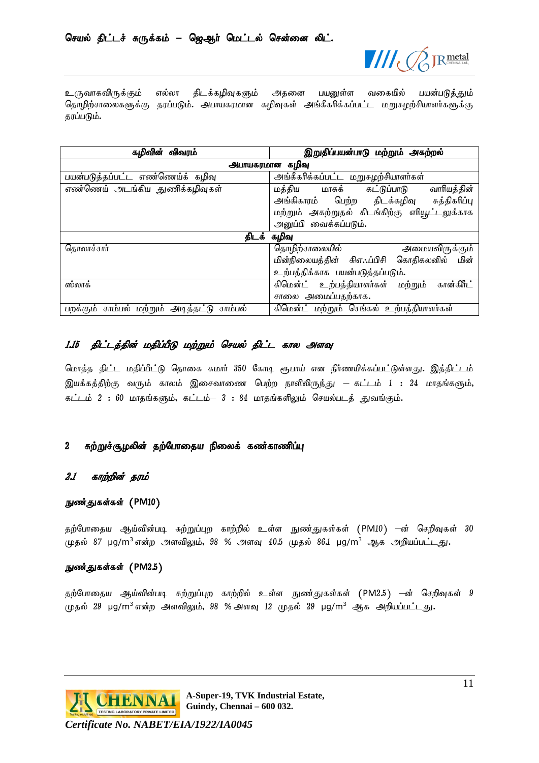உருவாகவிருக்கும் எல்லா திடக்கழிவுகளும் அதனை பயனுள்ள வகையில் பயன்படுத்தும் தொழிற்சாலைகளுக்கு தரப்படும். அபாயகரமான கழிவுகள் அங்கீகரிக்கப்பட்ட மறுசுழற்சியாளர்களுக்கு தரப்படும்.

| கழிவின் விவரம் | இறுதிப்பயன்பாடு மற்றும் அகற்றல் |
|---|---|
| **அபாயகரமான கழிவு** | |
| பயன்படுத்தப்பட்ட எண்ணெய்க் கழிவு | அங்கீகரிக்கப்பட்ட மறுசுழற்சியாளர்கள் |
| எண்ணெய் அடங்கிய துணிக்கழிவுகள் | மத்திய மாசுக் கட்டுப்பாடு வாரியத்தின் அங்கிகாரம் பெற்ற திடக்கழிவு சுத்திகரிப்பு மற்றும் அகற்றுதல் கிடங்கிற்கு எரியூட்டலுக்காக அனுப்பி வைக்கப்படும். |
| **திடக் கழிவு** | |
| தொலாச்சார் | தொழிற்சாலையில் அமையவிருக்கும் மின்நிலையத்தின் சிஎஃப்பிசி கொதிகலனில் மின் உற்பத்திக்காக பயன்படுத்தப்படும். |
| ஸ்லாக் | சிமெண்ட் உற்பத்தியாளர்கள் மற்றும் கான்கிரீட் சாலை அமைப்பதற்காக. |
| பறக்கும் சாம்பல் மற்றும் அடித்தட்டு சாம்பல் | சிமெண்ட் மற்றும் செங்கல் உற்பத்தியாளர்கள் |

### 1.15 திட்டத்தின் மதிப்பீடு மற்றும் செயல் திட்ட கால அளவு

மொத்த திட்ட மதிப்பீட்டு தொகை சுமார் 350 கோடி ரூபாய் என நிர்ணயிக்கப்பட்டுள்ளது. இத்திட்டம் இயக்கத்திற்கு வரும் காலம் இசைவாணை பெற்ற நாளிலிருந்து – கட்டம் 1 : 24 மாதங்களும், கட்டம் 2 : 60 மாதங்களும், கட்டம்– 3 : 84 மாதங்களிலும் செயல்படத் துவங்கும்.

## 2 சுற்றுச்சூழலின் தற்போதைய நிலைக் கண்காணிப்பு

### 2.1 காற்றின் தரம்

**நுண்துகள்கள் (PM10)**

தற்போதைய ஆய்வின்படி சுற்றுப்புற காற்றில் உள்ள நுண்துகள்கள் (PM10) –ன் செறிவுகள் 30 முதல் 87 µg/m$^3$ என்ற அளவிலும், 98 % அளவு 40.5 முதல் 86.1 µg/m$^3$ ஆக அறியப்பட்டது.

**நுண்துகள்கள் (PM2.5)**

தற்போதைய ஆய்வின்படி சுற்றுப்புற காற்றில் உள்ள நுண்துகள்கள் (PM2.5) –ன் செறிவுகள் 9 முதல் 29 µg/m$^3$ என்ற அளவிலும், 98 % அளவு 12 முதல் 29 µg/m$^3$ ஆக அறியப்பட்டது.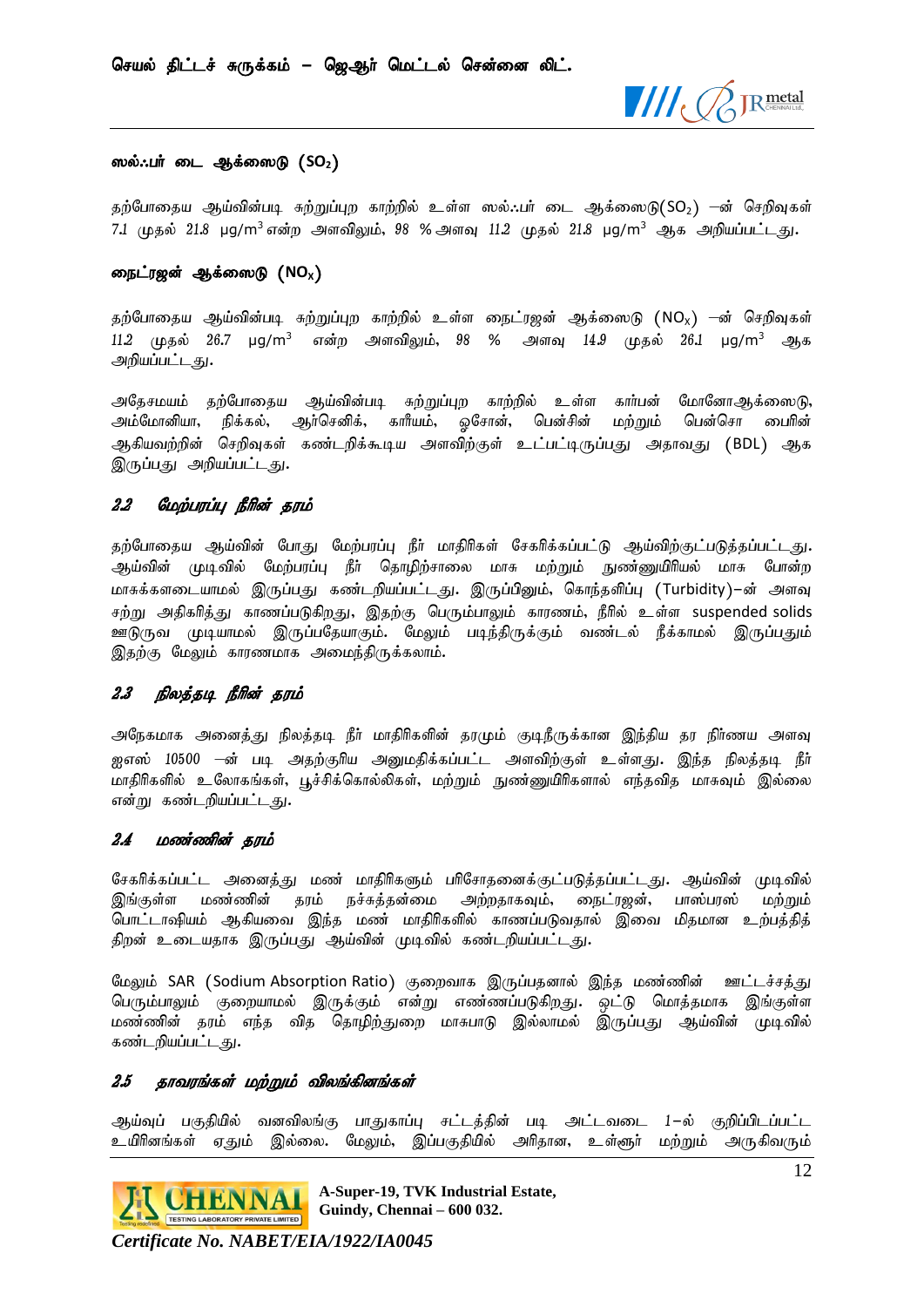### ஸல்ஃபர் டை ஆக்ஸைடு ($SO_2$)

தற்போதைய ஆய்வின்படி சுற்றுப்புற காற்றில் உள்ள ஸல்ஃபர் டை ஆக்ஸைடு($SO_2$) –ன் செறிவுகள் *7.1* முதல் *21.8* µg/m$^3$ என்ற அளவிலும், *98* % அளவு *11.2* முதல் *21.8* µg/m$^3$ ஆக அறியப்பட்டது.

### நைட்ரஜன் ஆக்ஸைடு ($NO_X$)

தற்போதைய ஆய்வின்படி சுற்றுப்புற காற்றில் உள்ள நைட்ரஜன் ஆக்ஸைடு ($NO_X$) –ன் செறிவுகள் *11.2* முதல் *26.7* µg/m$^3$ என்ற அளவிலும், *98* % அளவு *14.9* முதல் *26.1* µg/m$^3$ ஆக அறியப்பட்டது.

அதேசமயம் தற்போதைய ஆய்வின்படி சுற்றுப்புற காற்றில் உள்ள கார்பன் மோனோஆக்ஸைடு, அம்மோனியா, நிக்கல், ஆர்செனிக், காரீயம், ஓசோன், பென்சின் மற்றும் பென்சோ பைரின் ஆகியவற்றின் செறிவுகள் கண்டறிக்கூடிய அளவிற்குள் உட்பட்டிருப்பது அதாவது (BDL) ஆக இருப்பது அறியப்பட்டது.

## *2.2 மேற்பரப்பு நீரின் தரம்*

தற்போதைய ஆய்வின் போது மேற்பரப்பு நீர் மாதிரிகள் சேகரிக்கப்பட்டு ஆய்விற்குட்படுத்தப்பட்டது. ஆய்வின் முடிவில் மேற்பரப்பு நீர் தொழிற்சாலை மாசு மற்றும் நுண்ணுயிரியல் மாசு போன்ற மாசுக்களடையாமல் இருப்பது கண்டறியப்பட்டது. இருப்பினும், கொந்தளிப்பு (Turbidity)–ன் அளவு சற்று அதிகரித்து காணப்படுகிறது, இதற்கு பெரும்பாலும் காரணம், நீரில் உள்ள suspended solids ஊடுருவ முடியாமல் இருப்பதேயாகும். மேலும் படிந்திருக்கும் வண்டல் நீக்காமல் இருப்பதும் இதற்கு மேலும் காரணமாக அமைந்திருக்கலாம்.

## *2.3 நிலத்தடி நீரின் தரம்*

அநேகமாக அனைத்து நிலத்தடி நீர் மாதிரிகளின் தரமும் குடிநீருக்கான இந்திய தர நிர்ணய அளவு ஐஎஸ் *10500* –ன் படி அதற்குரிய அனுமதிக்கப்பட்ட அளவிற்குள் உள்ளது. இந்த நிலத்தடி நீர் மாதிரிகளில் உலோகங்கள், பூச்சிக்கொல்லிகள், மற்றும் நுண்ணுயிரிகளால் எந்தவித மாசுவும் இல்லை என்று கண்டறியப்பட்டது.

## *2.4 மண்ணின் தரம்*

சேகரிக்கப்பட்ட அனைத்து மண் மாதிரிகளும் பரிசோதனைக்குட்படுத்தப்பட்டது. ஆய்வின் முடிவில் இங்குள்ள மண்ணின் தரம் நச்சுத்தன்மை அற்றதாகவும், நைட்ரஜன், பாஸ்பரஸ் மற்றும் பொட்டாஷியம் ஆகியவை இந்த மண் மாதிரிகளில் காணப்படுவதால் இவை மிதமான உற்பத்தித் திறன் உடையதாக இருப்பது ஆய்வின் முடிவில் கண்டறியப்பட்டது.

மேலும் SAR (Sodium Absorption Ratio) குறைவாக இருப்பதனால் இந்த மண்ணின் ஊட்டச்சத்து பெரும்பாலும் குறையாமல் இருக்கும் என்று எண்ணப்படுகிறது. ஒட்டு மொத்தமாக இங்குள்ள மண்ணின் தரம் எந்த வித தொழிற்துறை மாசுபாடு இல்லாமல் இருப்பது ஆய்வின் முடிவில் கண்டறியப்பட்டது.

## *2.5 தாவரங்கள் மற்றும் விலங்கினங்கள்*

ஆய்வுப் பகுதியில் வனவிலங்கு பாதுகாப்பு சட்டத்தின் படி அட்டவடை *1*–ல் குறிப்பிடப்பட்ட உயிரினங்கள் ஏதும் இல்லை. மேலும், இப்பகுதியில் அரிதான, உள்ளூர் மற்றும் அருகிவரும்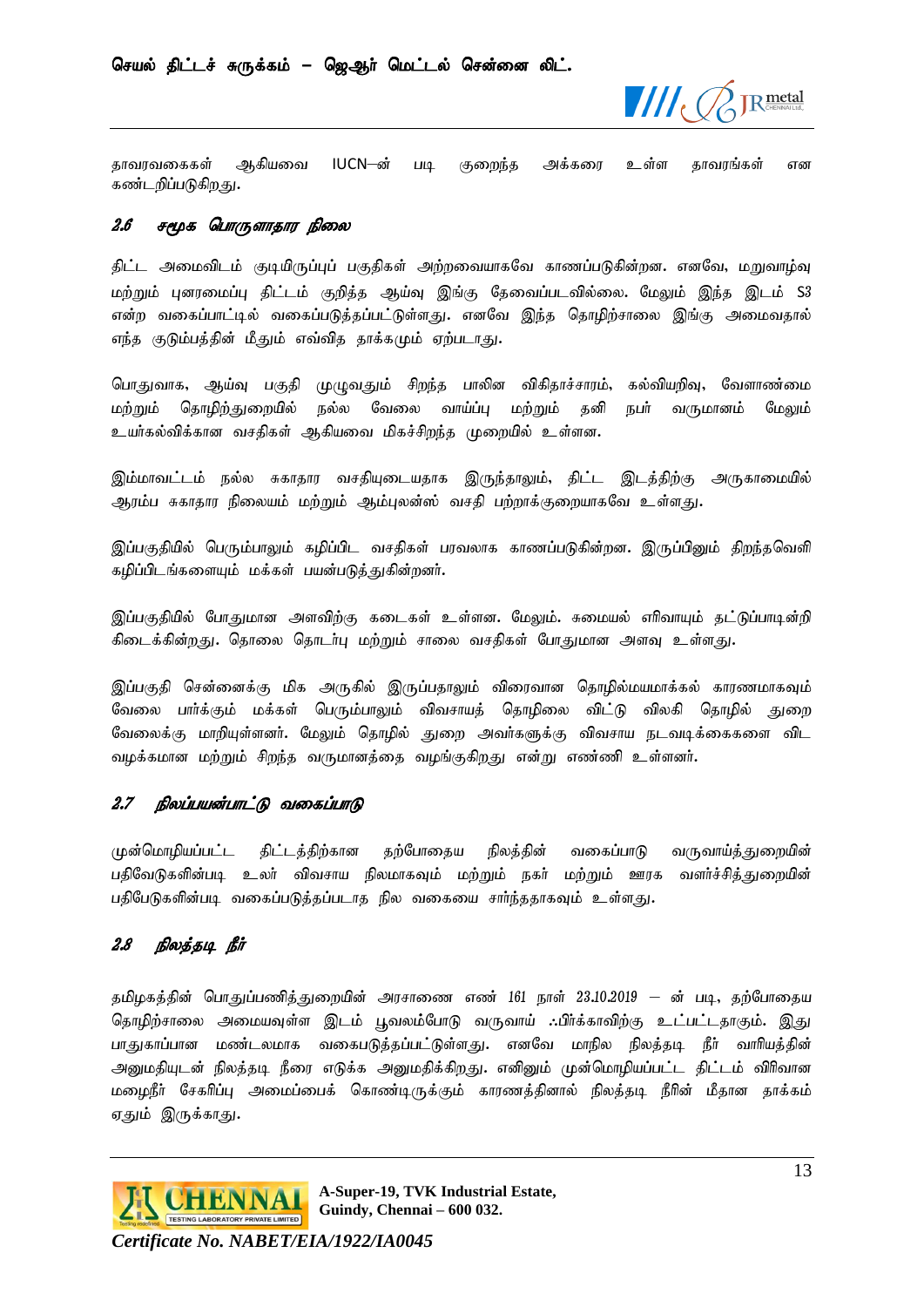தாவரவகைகள் ஆகியவை IUCN–ன் படி குறைந்த அக்கரை உள்ள தாவரங்கள் என கண்டறிப்படுகிறது.

## *2.6 சமூக பொருளாதார நிலை*

திட்ட அமைவிடம் குடியிருப்புப் பகுதிகள் அற்றவையாகவே காணப்படுகின்றன. எனவே, மறுவாழ்வு மற்றும் புனரமைப்பு திட்டம் குறித்த ஆய்வு இங்கு தேவைப்படவில்லை. மேலும் இந்த இடம் S3 என்ற வகைப்பாட்டில் வகைப்படுத்தப்பட்டுள்ளது. எனவே இந்த தொழிற்சாலை இங்கு அமைவதால் எந்த குடும்பத்தின் மீதும் எவ்வித தாக்கமும் ஏற்படாது.

பொதுவாக, ஆய்வு பகுதி முழுவதும் சிறந்த பாலின விகிதாச்சாரம், கல்வியறிவு, வேளாண்மை மற்றும் தொழிற்துறையில் நல்ல வேலை வாய்ப்பு மற்றும் தனி நபர் வருமானம் மேலும் உயர்கல்விக்கான வசதிகள் ஆகியவை மிகச்சிறந்த முறையில் உள்ளன.

இம்மாவட்டம் நல்ல சுகாதார வசதியுடையதாக இருந்தாலும், திட்ட இடத்திற்கு அருகாமையில் ஆரம்ப சுகாதார நிலையம் மற்றும் ஆம்புலன்ஸ் வசதி பற்றாக்குறையாகவே உள்ளது.

இப்பகுதியில் பெரும்பாலும் கழிப்பிட வசதிகள் பரவலாக காணப்படுகின்றன. இருப்பினும் திறந்தவெளி கழிப்பிடங்களையும் மக்கள் பயன்படுத்துகின்றனர்.

இப்பகுதியில் போதுமான அளவிற்கு கடைகள் உள்ளன. மேலும். சமையல் எரிவாயும் தட்டுப்பாடின்றி கிடைக்கின்றது. தொலை தொடர்பு மற்றும் சாலை வசதிகள் போதுமான அளவு உள்ளது.

இப்பகுதி சென்னைக்கு மிக அருகில் இருப்பதாலும் விரைவான தொழில்மயமாக்கல் காரணமாகவும் வேலை பார்க்கும் மக்கள் பெரும்பாலும் விவசாயத் தொழிலை விட்டு விலகி தொழில் துறை வேலைக்கு மாறியுள்ளனர். மேலும் தொழில் துறை அவர்களுக்கு விவசாய நடவடிக்கைகளை விட வழக்கமான மற்றும் சிறந்த வருமானத்தை வழங்குகிறது என்று எண்ணி உள்ளனர்.

## *2.7 நிலப்பயன்பாட்டு வகைப்பாடு*

முன்மொழியப்பட்ட திட்டத்திற்கான தற்போதைய நிலத்தின் வகைப்பாடு வருவாய்த்துறையின் பதிவேடுகளின்படி உலர் விவசாய நிலமாகவும் மற்றும் நகர் மற்றும் ஊரக வளர்ச்சித்துறையின் பதிபேடுகளின்படி வகைப்படுத்தப்படாத நில வகையை சார்ந்ததாகவும் உள்ளது.

## *2.8 நிலத்தடி நீர்*

தமிழகத்தின் பொதுப்பணித்துறையின் அரசாணை எண் 161 நாள் 23.10.2019 – ன் படி, தற்போதைய தொழிற்சாலை அமையவுள்ள இடம் பூவலம்போடு வருவாய் ஃபிர்க்காவிற்கு உட்பட்டதாகும். இது பாதுகாப்பான மண்டலமாக வகைபடுத்தப்பட்டுள்ளது. எனவே மாநில நிலத்தடி நீர் வாரியத்தின் அனுமதியுடன் நிலத்தடி நீரை எடுக்க அனுமதிக்கிறது. எனினும் முன்மொழியப்பட்ட திட்டம் விரிவான மழைநீர் சேகரிப்பு அமைப்பைக் கொண்டிருக்கும் காரணத்தினால் நிலத்தடி நீரின் மீதான தாக்கம் ஏதும் இருக்காது.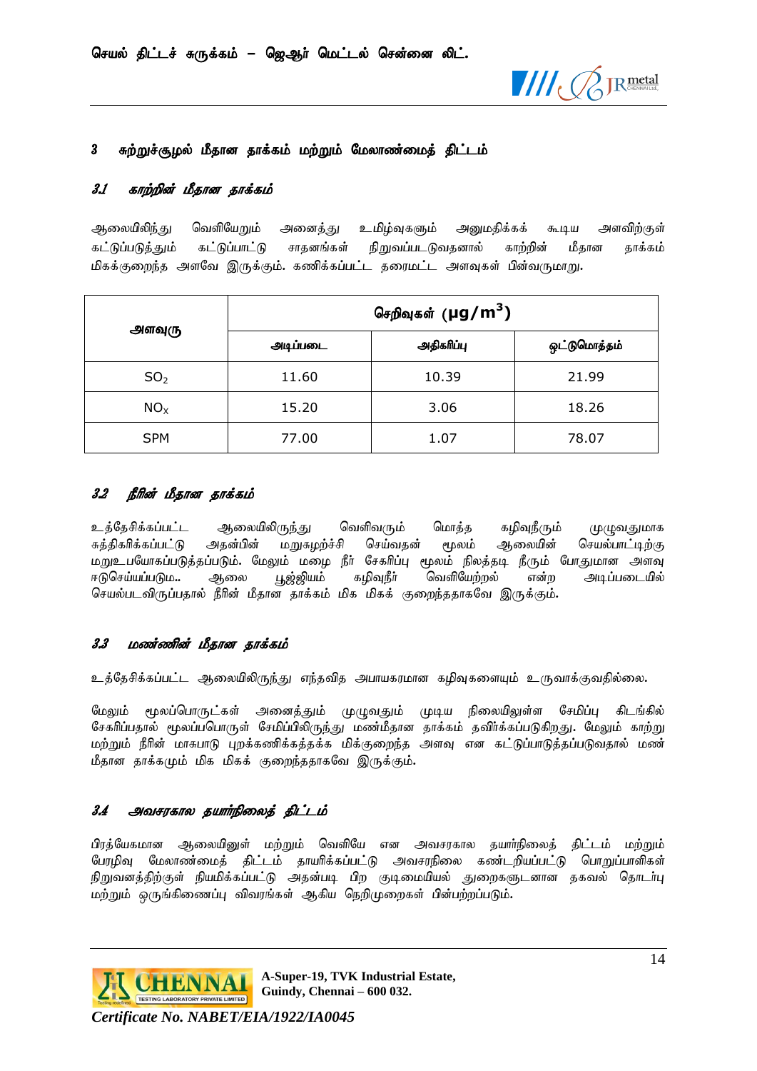## 3 சுற்றுச்சூழல் மீதான தாக்கம் மற்றும் மேலாண்மைத் திட்டம்

### *3.1 காற்றின் மீதான தாக்கம்*

ஆலையிலிந்து வெளியேறும் அனைத்து உமிழ்வுகளும் அனுமதிக்கக் கூடிய அளவிற்குள் கட்டுப்படுத்தும் கட்டுப்பாட்டு சாதனங்கள் நிறுவப்படுவதனால் காற்றின் மீதான தாக்கம் மிகக்குறைந்த அளவே இருக்கும். கணிக்கப்பட்ட தரைமட்ட அளவுகள் பின்வருமாறு.

| அளவுரு | செறிவுகள் ($\mu g/m^3$) | | |
|---|---|---|---|
| | அடிப்படை | அதிகரிப்பு | ஒட்டுமொத்தம் |
| $SO_2$ | 11.60 | 10.39 | 21.99 |
| $NO_X$ | 15.20 | 3.06 | 18.26 |
| SPM | 77.00 | 1.07 | 78.07 |

### *3.2 நீரின் மீதான தாக்கம்*

உத்தேசிக்கப்பட்ட ஆலையிலிருந்து வெளிவரும் மொத்த கழிவுநீரும் முழுவதுமாக சுத்திகரிக்கப்பட்டு அதன்பின் மறுசுழற்ச்சி செய்வதன் மூலம் ஆலையின் செயல்பாட்டிற்கு மறுஉபயோகப்படுத்தப்படும். மேலும் மழை நீர் சேகரிப்பு மூலம் நிலத்தடி நீரும் போதுமான அளவு ஈடுசெய்யப்படும்.. ஆலை பூஜ்ஜியம் கழிவுநீர் வெளியேற்றல் என்ற அடிப்படையில் செயல்படவிருப்பதால் நீரின் மீதான தாக்கம் மிக மிகக் குறைந்ததாகவே இருக்கும்.

### *3.3 மண்ணின் மீதான தாக்கம்*

உத்தேசிக்கப்பட்ட ஆலையிலிருந்து எந்தவித அபாயகரமான கழிவுகளையும் உருவாக்குவதில்லை.

மேலும் மூலப்பொருட்கள் அனைத்தும் முழுவதும் முடிய நிலையிலுள்ள சேமிப்பு கிடங்கில் சேகரிப்பதால் மூலப்பொருள் சேமிப்பிலிருந்து மண்மீதான தாக்கம் தவிர்க்கப்படுகிறது. மேலும் காற்று மற்றும் நீரின் மாசுபாடு புறக்கணிக்கத்தக்க மிக்குறைந்த அளவு என கட்டுப்பாடுத்தப்படுவதால் மண் மீதான தாக்கமும் மிக மிகக் குறைந்ததாகவே இருக்கும்.

### *3.4 அவசரகால தயார்நிலைத் திட்டம்*

பிரத்யேகமான ஆலையினுள் மற்றும் வெளியே என அவசரகால தயார்நிலைத் திட்டம் மற்றும் பேரழிவு மேலாண்மைத் திட்டம் தாயரிக்கப்பட்டு அவசரநிலை கண்டறியப்பட்டு பொறுப்பாளிகள் நிறுவனத்திற்குள் நியமிக்கப்பட்டு அதன்படி பிற குடிமையியல் துறைகளுடனான தகவல் தொடர்பு மற்றும் ஒருங்கிணைப்பு விவரங்கள் ஆகிய நெறிமுறைகள் பின்பற்றப்படும்.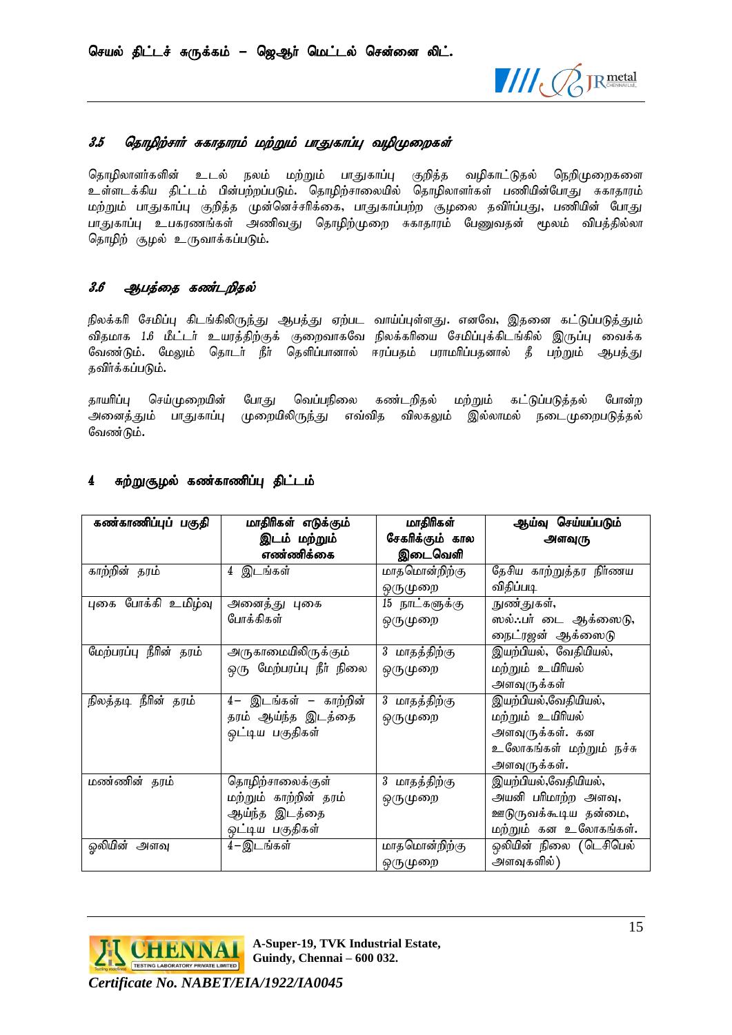### 3.5 தொழிற்சார் சுகாதாரம் மற்றும் பாதுகாப்பு வழிமுறைகள்

தொழிலாளர்களின் உடல் நலம் மற்றும் பாதுகாப்பு குறித்த வழிகாட்டுதல் நெறிமுறைகளை உள்ளடக்கிய திட்டம் பின்பற்றப்படும். தொழிற்சாலையில் தொழிலாளர்கள் பணியின்போது சுகாதாரம் மற்றும் பாதுகாப்பு குறித்த முன்னெச்சரிக்கை, பாதுகாப்பற்ற சூழலை தவிர்ப்பது, பணியின் போது பாதுகாப்பு உபகரணங்கள் அணிவது தொழிற்முறை சுகாதாரம் பேணுவதன் மூலம் விபத்தில்லா தொழிற் சூழல் உருவாக்கப்படும்.

### 3.6 ஆபத்தை கண்டறிதல்

நிலக்கரி சேமிப்பு கிடங்கிலிருந்து ஆபத்து ஏற்பட வாய்ப்புள்ளது. எனவே, இதனை கட்டுப்படுத்தும் விதமாக 1.6 மீட்டர் உயரத்திற்குக் குறைவாகவே நிலக்கரியை சேமிப்புக்கிடங்கில் இருப்பு வைக்க வேண்டும். மேலும் தொடர் நீர் தெளிப்பானால் ஈரப்பதம் பராமரிப்பதனால் தீ பற்றும் ஆபத்து தவிர்க்கப்படும்.

தாயரிப்பு செய்முறையின் போது வெப்பநிலை கண்டறிதல் மற்றும் கட்டுப்படுத்தல் போன்ற அனைத்தும் பாதுகாப்பு முறையிலிருந்து எவ்வித விலகலும் இல்லாமல் நடைமுறைபடுத்தல் வேண்டும்.

## 4 சுற்றுசூழல் கண்காணிப்பு திட்டம்

| கண்காணிப்புப் பகுதி | மாதிரிகள் எடுக்கும் இடம் மற்றும் எண்ணிக்கை | மாதிரிகள் சேகரிக்கும் கால இடைவெளி | ஆய்வு செய்யப்படும் அளவுரு |
|---|---|---|---|
| காற்றின் தரம் | 4 இடங்கள் | மாதமொன்றிற்கு ஒருமுறை | தேசிய காற்றுத்தர நிர்ணய விதிப்படி |
| புகை போக்கி உமிழ்வு | அனைத்து புகை போக்கிகள் | 15 நாட்களுக்கு ஒருமுறை | நுண்துகள், ஸல்ஃபர் டை ஆக்ஸைடு, நைட்ரஜன் ஆக்ஸைடு |
| மேற்பரப்பு நீரின் தரம் | அருகாமையிலிருக்கும் ஒரு மேற்பரப்பு நீர் நிலை | 3 மாதத்திற்கு ஒருமுறை | இயற்பியல், வேதியியல், மற்றும் உயிரியல் அளவுருக்கள் |
| நிலத்தடி நீரின் தரம் | 4– இடங்கள் – காற்றின் தரம் ஆய்ந்த இடத்தை ஒட்டிய பகுதிகள் | 3 மாதத்திற்கு ஒருமுறை | இயற்பியல்,வேதியியல், மற்றும் உயிரியல் அளவுருக்கள். கன உலோகங்கள் மற்றும் நச்சு அளவுருக்கள். |
| மண்ணின் தரம் | தொழிற்சாலைக்குள் மற்றும் காற்றின் தரம் ஆய்ந்த இடத்தை ஒட்டிய பகுதிகள் | 3 மாதத்திற்கு ஒருமுறை | இயற்பியல்,வேதியியல், அயனி பரிமாற்ற அளவு, ஊடுருவக்கூடிய தன்மை, மற்றும் கன உலோகங்கள். |
| ஒலியின் அளவு | 4–இடங்கள் | மாதமொன்றிற்கு ஒருமுறை | ஒலியின் நிலை (டெசிபெல் அளவுகளில்) |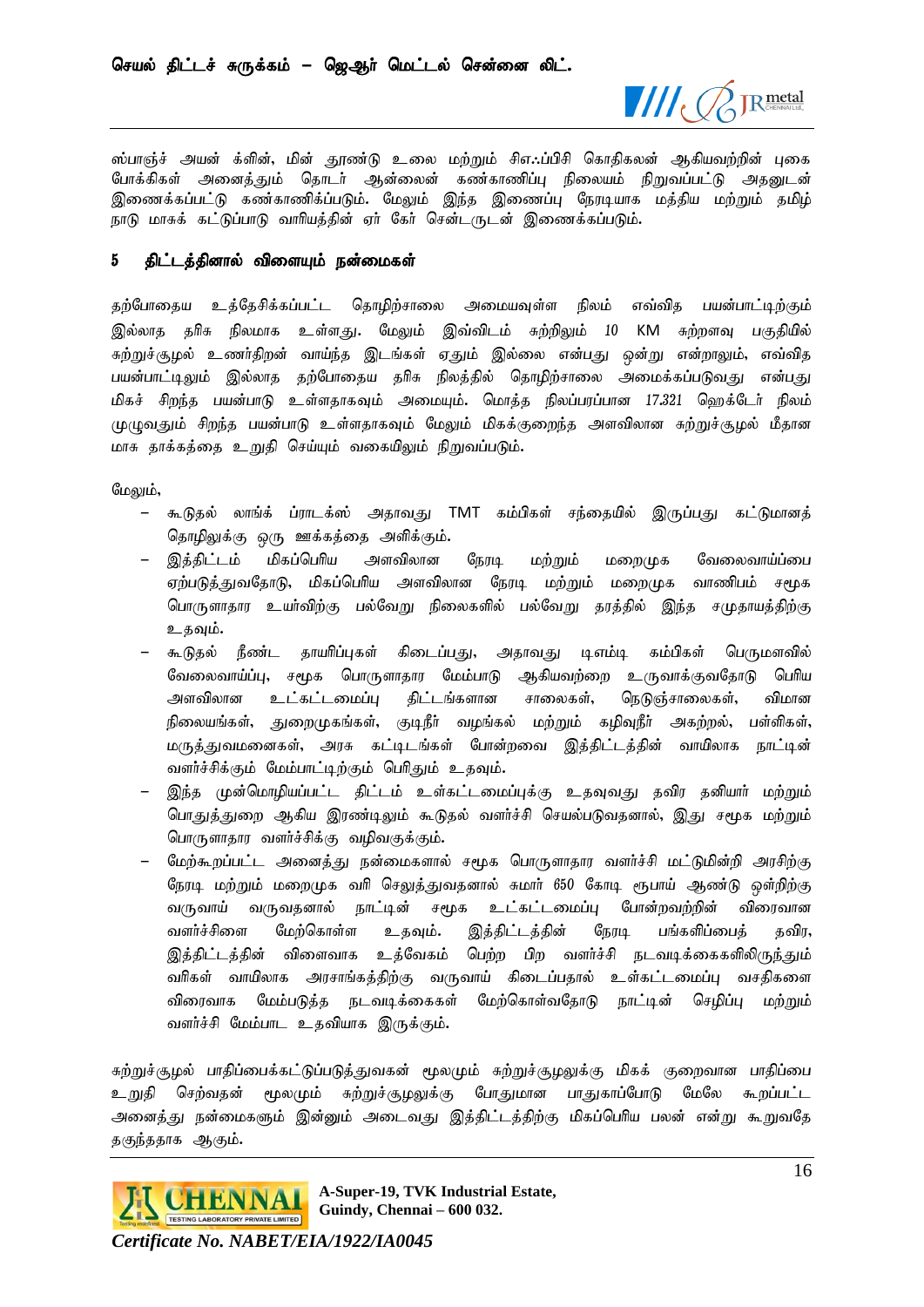ஸ்பாஞ்ச் அயன் க்ளின், மின் தூண்டு உலை மற்றும் சிஎஃப்பிசி கொதிகலன் ஆகியவற்றின் புகை போக்கிகள் அனைத்தும் தொடர் ஆன்லைன் கண்காணிப்பு நிலையம் நிறுவப்பட்டு அதனுடன் இணைக்கப்பட்டு கண்காணிக்கப்படும். மேலும் இந்த இணைப்பு நேரடியாக மத்திய மற்றும் தமிழ் நாடு மாசுக் கட்டுப்பாடு வாரியத்தின் ஏர் கேர் சென்டருடன் இணைக்கப்படும்.

## 5 திட்டத்தினால் விளையும் நன்மைகள்

தற்போதைய உத்தேசிக்கப்பட்ட தொழிற்சாலை அமையவுள்ள நிலம் எவ்வித பயன்பாட்டிற்கும் இல்லாத தரிசு நிலமாக உள்ளது. மேலும் இவ்விடம் சுற்றிலும் 10 KM சுற்றளவு பகுதியில் சுற்றுச்சூழல் உணர்திறன் வாய்ந்த இடங்கள் ஏதும் இல்லை என்பது ஒன்று என்றாலும், எவ்வித பயன்பாட்டிலும் இல்லாத தற்போதைய தரிசு நிலத்தில் தொழிற்சாலை அமைக்கப்படுவது என்பது மிகச் சிறந்த பயன்பாடு உள்ளதாகவும் அமையும். மொத்த நிலப்பரப்பான 17.321 ஹெக்டேர் நிலம் முழுவதும் சிறந்த பயன்பாடு உள்ளதாகவும் மேலும் மிகக்குறைந்த அளவிலான சுற்றுச்சூழல் மீதான மாசு தாக்கத்தை உறுதி செய்யும் வகையிலும் நிறுவப்படும்.

மேலும்,

- கூடுதல் லாங்க் ப்ராடக்ஸ் அதாவது TMT கம்பிகள் சந்தையில் இருப்பது கட்டுமானத் தொழிலுக்கு ஒரு ஊக்கத்தை அளிக்கும்.
- இத்திட்டம் மிகப்பெரிய அளவிலான நேரடி மற்றும் மறைமுக வேலைவாய்ப்பை ஏற்படுத்துவதோடு, மிகப்பெரிய அளவிலான நேரடி மற்றும் மறைமுக வாணிபம் சமூக பொருளாதார உயர்விற்கு பல்வேறு நிலைகளில் பல்வேறு தரத்தில் இந்த சமுதாயத்திற்கு உதவும்.
- கூடுதல் நீண்ட தயாரிப்புகள் கிடைப்பது, அதாவது டிஎம்டி கம்பிகள் பெருமளவில் வேலைவாய்ப்பு, சமூக பொருளாதார மேம்பாடு ஆகியவற்றை உருவாக்குவதோடு பெரிய அளவிலான உட்கட்டமைப்பு திட்டங்களான சாலைகள், நெடுஞ்சாலைகள், விமான நிலையங்கள், துறைமுகங்கள், குடிநீர் வழங்கல் மற்றும் கழிவுநீர் அகற்றல், பள்ளிகள், மருத்துவமனைகள், அரசு கட்டிடங்கள் போன்றவை இத்திட்டத்தின் வாயிலாக நாட்டின் வளர்ச்சிக்கும் மேம்பாட்டிற்கும் பெரிதும் உதவும்.
- இந்த முன்மொழியப்பட்ட திட்டம் உள்கட்டமைப்புக்கு உதவுவது தவிர தனியார் மற்றும் பொதுத்துறை ஆகிய இரண்டிலும் கூடுதல் வளர்ச்சி செயல்படுவதனால், இது சமூக மற்றும் பொருளாதார வளர்ச்சிக்கு வழிவகுக்கும்.
- மேற்கூறப்பட்ட அனைத்து நன்மைகளால் சமூக பொருளாதார வளர்ச்சி மட்டுமின்றி அரசிற்கு நேரடி மற்றும் மறைமுக வரி செலுத்துவதனால் சுமார் 650 கோடி ரூபாய் ஆண்டு ஒன்றிற்கு வருவாய் வருவதனால் நாட்டின் சமூக உட்கட்டமைப்பு போன்றவற்றின் விரைவான வளர்ச்சிளை மேற்கொள்ள உதவும். இத்திட்டத்தின் நேரடி பங்களிப்பைத் தவிர, இத்திட்டத்தின் விளைவாக உத்வேகம் பெற்ற பிற வளர்ச்சி நடவடிக்கைகளிலிருந்தும் வரிகள் வாயிலாக அரசாங்கத்திற்கு வருவாய் கிடைப்பதால் உள்கட்டமைப்பு வசதிகளை விரைவாக மேம்படுத்த நடவடிக்கைகள் மேற்கொள்வதோடு நாட்டின் செழிப்பு மற்றும் வளர்ச்சி மேம்பாட உதவியாக இருக்கும்.

சுற்றுச்சூழல் பாதிப்பைக்கட்டுப்படுத்துவதன் மூலமும் சுற்றுச்சூழலுக்கு மிகக் குறைவான பாதிப்பை உறுதி செய்வதன் மூலமும் சுற்றுச்சூழலுக்கு போதுமான பாதுகாப்போடு மேலே கூறப்பட்ட அனைத்து நன்மைகளும் இன்னும் அடைவது இத்திட்டத்திற்கு மிகப்பெரிய பலன் என்று கூறுவதே தகுந்ததாக ஆகும்.